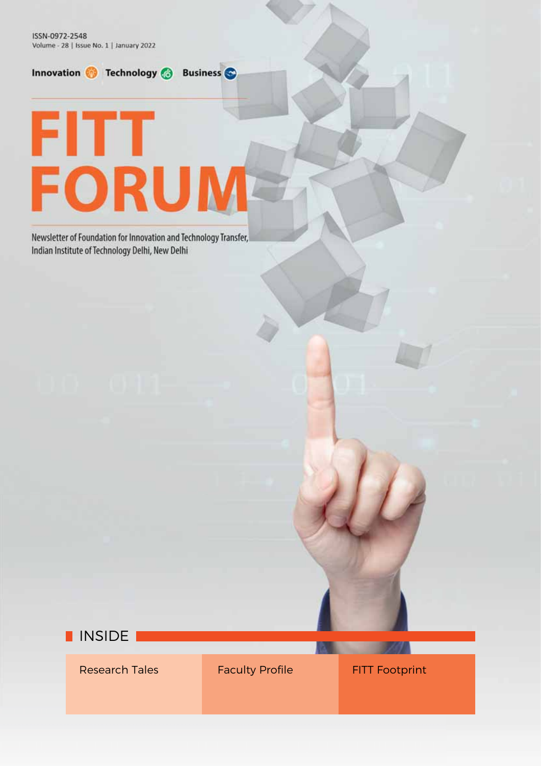ISSN-0972-2548
Volume - 28 | Issue No. 1 | January 2022

**Innovation** **Technology** **Business**

# FITT FORUM

Newsletter of Foundation for Innovation and Technology Transfer, Indian Institute of Technology Delhi, New Delhi

## INSIDE

- Research Tales
- Faculty Profile
- FITT Footprint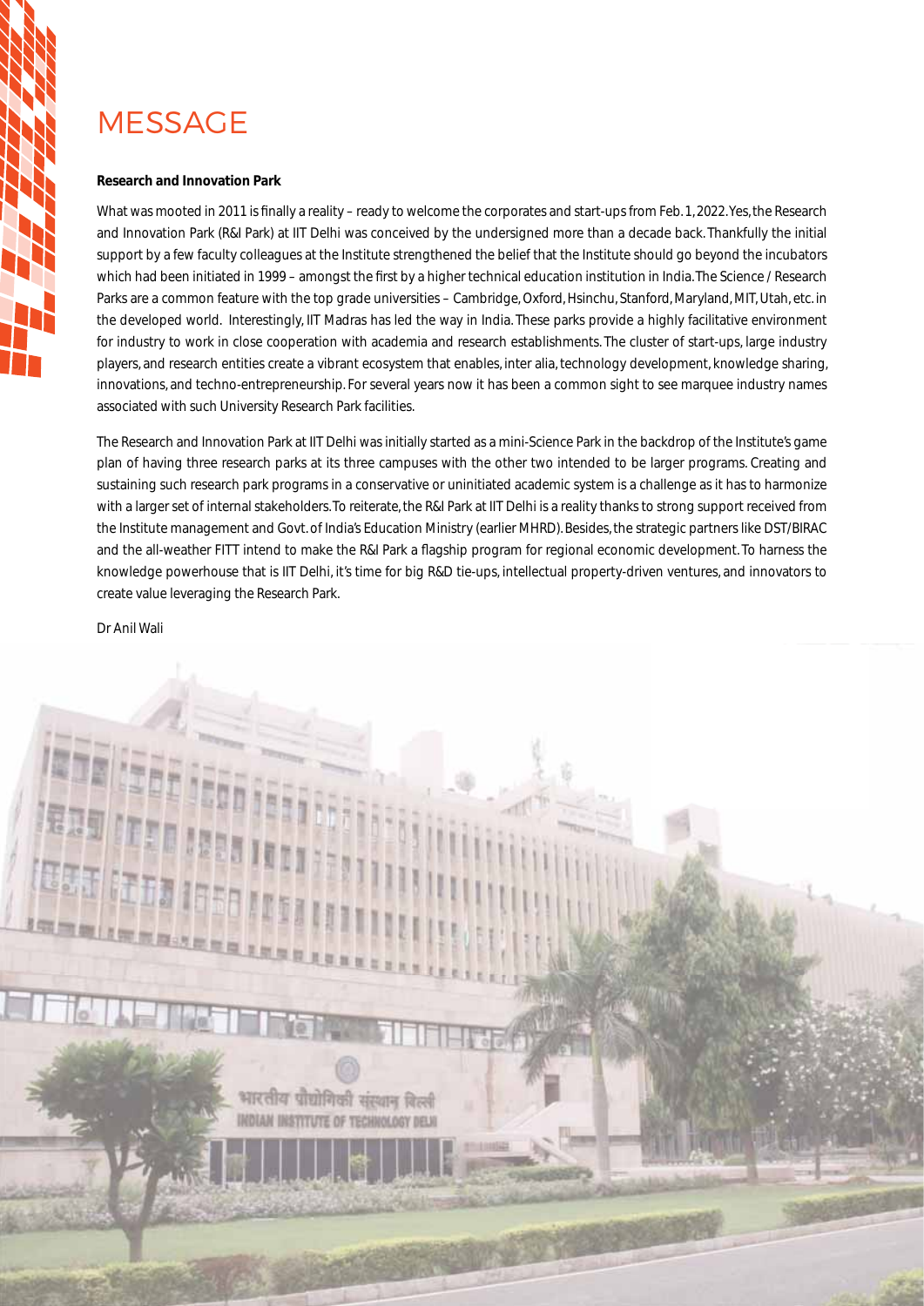# MESSAGE

**Research and Innovation Park**

What was mooted in 2011 is finally a reality – ready to welcome the corporates and start-ups from Feb. 1, 2022. Yes, the Research and Innovation Park (R&I Park) at IIT Delhi was conceived by the undersigned more than a decade back. Thankfully the initial support by a few faculty colleagues at the Institute strengthened the belief that the Institute should go beyond the incubators which had been initiated in 1999 – amongst the first by a higher technical education institution in India. The Science / Research Parks are a common feature with the top grade universities – Cambridge, Oxford, Hsinchu, Stanford, Maryland, MIT, Utah, etc. in the developed world. Interestingly, IIT Madras has led the way in India. These parks provide a highly facilitative environment for industry to work in close cooperation with academia and research establishments. The cluster of start-ups, large industry players, and research entities create a vibrant ecosystem that enables, inter alia, technology development, knowledge sharing, innovations, and techno-entrepreneurship. For several years now it has been a common sight to see marquee industry names associated with such University Research Park facilities.

The Research and Innovation Park at IIT Delhi was initially started as a mini-Science Park in the backdrop of the Institute's game plan of having three research parks at its three campuses with the other two intended to be larger programs. Creating and sustaining such research park programs in a conservative or uninitiated academic system is a challenge as it has to harmonize with a larger set of internal stakeholders. To reiterate, the R&I Park at IIT Delhi is a reality thanks to strong support received from the Institute management and Govt. of India's Education Ministry (earlier MHRD). Besides, the strategic partners like DST/BIRAC and the all-weather FITT intend to make the R&I Park a flagship program for regional economic development. To harness the knowledge powerhouse that is IIT Delhi, it's time for big R&D tie-ups, intellectual property-driven ventures, and innovators to create value leveraging the Research Park.

Dr Anil Wali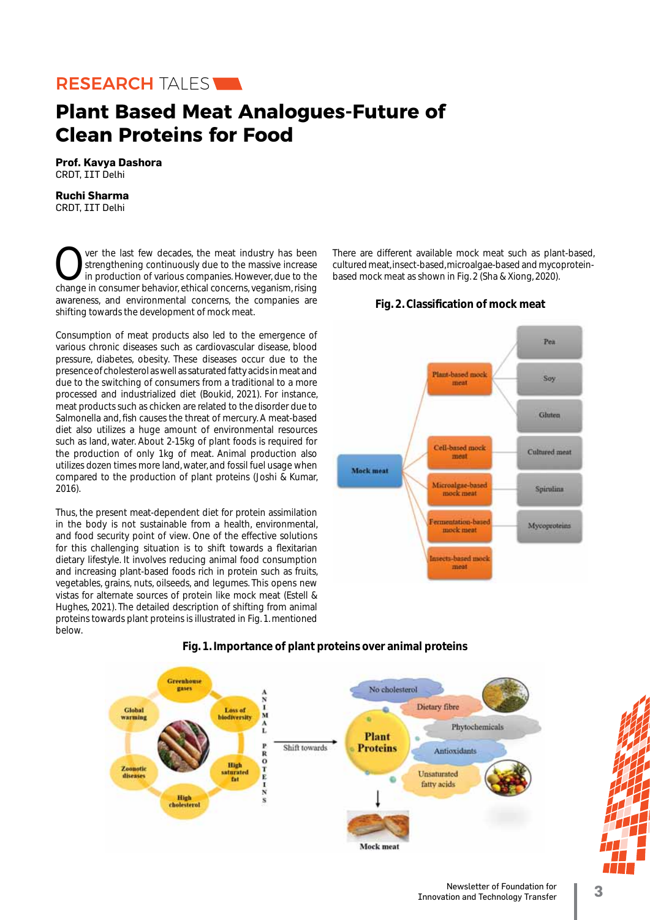RESEARCH TALES

# Plant Based Meat Analogues-Future of Clean Proteins for Food

**Prof. Kavya Dashora**
CRDT, IIT Delhi

**Ruchi Sharma**
CRDT, IIT Delhi

Over the last few decades, the meat industry has been strengthening continuously due to the massive increase in production of various companies. However, due to the change in consumer behavior, ethical concerns, veganism, rising awareness, and environmental concerns, the companies are shifting towards the development of mock meat.

Consumption of meat products also led to the emergence of various chronic diseases such as cardiovascular disease, blood pressure, diabetes, obesity. These diseases occur due to the presence of cholesterol as well as saturated fatty acids in meat and due to the switching of consumers from a traditional to a more processed and industrialized diet (Boukid, 2021). For instance, meat products such as chicken are related to the disorder due to Salmonella and, fish causes the threat of mercury. A meat-based diet also utilizes a huge amount of environmental resources such as land, water. About 2-15kg of plant foods is required for the production of only 1kg of meat. Animal production also utilizes dozen times more land, water, and fossil fuel usage when compared to the production of plant proteins (Joshi & Kumar, 2016).

Thus, the present meat-dependent diet for protein assimilation in the body is not sustainable from a health, environmental, and food security point of view. One of the effective solutions for this challenging situation is to shift towards a flexitarian dietary lifestyle. It involves reducing animal food consumption and increasing plant-based foods rich in protein such as fruits, vegetables, grains, nuts, oilseeds, and legumes. This opens new vistas for alternate sources of protein like mock meat (Estell & Hughes, 2021). The detailed description of shifting from animal proteins towards plant proteins is illustrated in Fig. 1. mentioned below.

There are different available mock meat such as plant-based, cultured meat, insect-based, microalgae-based and mycoprotein-based mock meat as shown in Fig. 2 (Sha & Xiong, 2020).

**Fig. 2. Classification of mock meat**

**Fig. 1. Importance of plant proteins over animal proteins**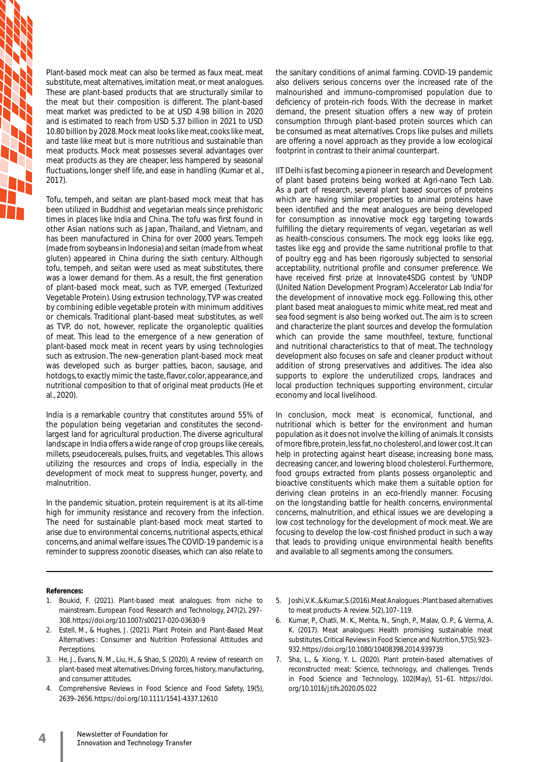Plant-based mock meat can also be termed as faux meat, meat substitute, meat alternatives, imitation meat, or meat analogues. These are plant-based products that are structurally similar to the meat but their composition is different. The plant-based meat market was predicted to be at USD 4.98 billion in 2020 and is estimated to reach from USD 5.37 billion in 2021 to USD 10.80 billion by 2028. Mock meat looks like meat, cooks like meat, and taste like meat but is more nutritious and sustainable than meat products. Mock meat possesses several advantages over meat products as they are cheaper, less hampered by seasonal fluctuations, longer shelf life, and ease in handling (Kumar et al., 2017).

Tofu, tempeh, and seitan are plant-based mock meat that has been utilized in Buddhist and vegetarian meals since prehistoric times in places like India and China. The tofu was first found in other Asian nations such as Japan, Thailand, and Vietnam, and has been manufactured in China for over 2000 years. Tempeh (made from soybeans in Indonesia) and seitan (made from wheat gluten) appeared in China during the sixth century. Although tofu, tempeh, and seitan were used as meat substitutes, there was a lower demand for them. As a result, the first generation of plant-based mock meat, such as TVP, emerged (Texturized Vegetable Protein). Using extrusion technology, TVP was created by combining edible vegetable protein with minimum additives or chemicals. Traditional plant-based meat substitutes, as well as TVP, do not, however, replicate the organoleptic qualities of meat. This lead to the emergence of a new generation of plant-based mock meat in recent years by using technologies such as extrusion. The new-generation plant-based mock meat was developed such as burger patties, bacon, sausage, and hotdogs, to exactly mimic the taste, flavor, color, appearance, and nutritional composition to that of original meat products (He et al., 2020).

India is a remarkable country that constitutes around 55% of the population being vegetarian and constitutes the second-largest land for agricultural production. The diverse agricultural landscape in India offers a wide range of crop groups like cereals, millets, pseudocereals, pulses, fruits, and vegetables. This allows utilizing the resources and crops of India, especially in the development of mock meat to suppress hunger, poverty, and malnutrition.

In the pandemic situation, protein requirement is at its all-time high for immunity resistance and recovery from the infection. The need for sustainable plant-based mock meat started to arise due to environmental concerns, nutritional aspects, ethical concerns, and animal welfare issues. The COVID-19 pandemic is a reminder to suppress zoonotic diseases, which can also relate to the sanitary conditions of animal farming. COVID-19 pandemic also delivers serious concerns over the increased rate of the malnourished and immuno-compromised population due to deficiency of protein-rich foods. With the decrease in market demand, the present situation offers a new way of protein consumption through plant-based protein sources which can be consumed as meat alternatives. Crops like pulses and millets are offering a novel approach as they provide a low ecological footprint in contrast to their animal counterpart.

IIT Delhi is fast becoming a pioneer in research and Development of plant based proteins being worked at Agri-nano Tech Lab. As a part of research, several plant based sources of proteins which are having similar properties to animal proteins have been identified and the meat analogues are being developed for consumption as innovative mock egg targeting towards fulfilling the dietary requirements of vegan, vegetarian as well as health-conscious consumers. The mock egg looks like egg, tastes like egg and provide the same nutritional profile to that of poultry egg and has been rigorously subjected to sensorial acceptability, nutritional profile and consumer preference. We have received first prize at Innovate4SDG contest by 'UNDP (United Nation Development Program) Accelerator Lab India' for the development of innovative mock egg. Following this, other plant based meat analogues to mimic white meat, red meat and sea food segment is also being worked out. The aim is to screen and characterize the plant sources and develop the formulation which can provide the same mouthfeel, texture, functional and nutritional characteristics to that of meat. The technology development also focuses on safe and cleaner product without addition of strong preservatives and additives. The idea also supports to explore the underutilized crops, landraces and local production techniques supporting environment, circular economy and local livelihood.

In conclusion, mock meat is economical, functional, and nutritional which is better for the environment and human population as it does not involve the killing of animals. It consists of more fibre, protein, less fat, no cholesterol, and lower cost. It can help in protecting against heart disease, increasing bone mass, decreasing cancer, and lowering blood cholesterol. Furthermore, food groups extracted from plants possess organoleptic and bioactive constituents which make them a suitable option for deriving clean proteins in an eco-friendly manner. Focusing on the longstanding battle for health concerns, environmental concerns, malnutrition, and ethical issues we are developing a low cost technology for the development of mock meat. We are focusing to develop the low-cost finished product in such a way that leads to providing unique environmental health benefits and available to all segments among the consumers.

**References:**

1. Boukid, F. (2021). Plant-based meat analogues: from niche to mainstream. European Food Research and Technology, 247(2), 297–308. https://doi.org/10.1007/s00217-020-03630-9
2. Estell, M., & Hughes, J. (2021). Plant Protein and Plant-Based Meat Alternatives : Consumer and Nutrition Professional Attitudes and Perceptions.
3. He, J., Evans, N. M., Liu, H., & Shao, S. (2020). A review of research on plant-based meat alternatives: Driving forces, history, manufacturing, and consumer attitudes.
4. Comprehensive Reviews in Food Science and Food Safety, 19(5), 2639–2656. https://doi.org/10.1111/1541-4337.12610
5. Joshi, V.K., & Kumar, S. (2016). Meat Analogues : Plant based alternatives to meat products- A review. 5(2), 107–119.
6. Kumar, P., Chatli, M. K., Mehta, N., Singh, P., Malav, O. P., & Verma, A. K. (2017). Meat analogues: Health promising sustainable meat substitutes. Critical Reviews in Food Science and Nutrition, 57(5), 923–932. https://doi.org/10.1080/10408398.2014.939739
7. Sha, L., & Xiong, Y. L. (2020). Plant protein-based alternatives of reconstructed meat: Science, technology, and challenges. Trends in Food Science and Technology, 102(May), 51–61. https://doi.org/10.1016/j.tifs.2020.05.022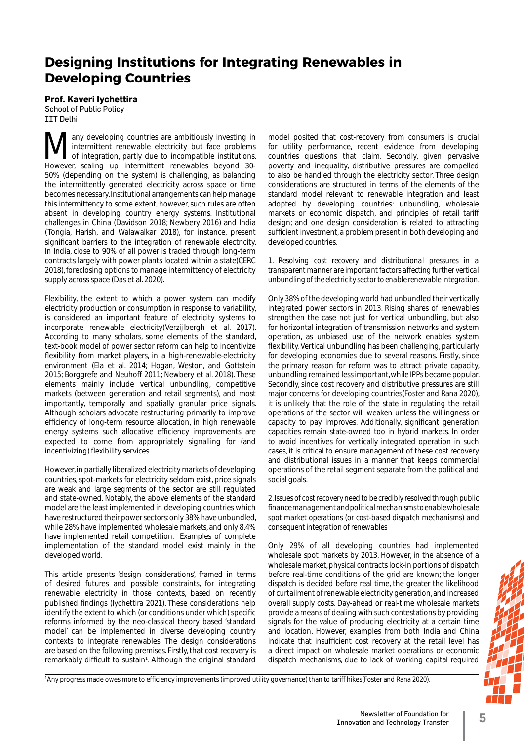# Designing Institutions for Integrating Renewables in Developing Countries

**Prof. Kaveri Iychettira**
School of Public Policy
IIT Delhi

Many developing countries are ambitiously investing in intermittent renewable electricity but face problems of integration, partly due to incompatible institutions. However, scaling up intermittent renewables beyond 30-50% (depending on the system) is challenging, as balancing the intermittently generated electricity across space or time becomes necessary. Institutional arrangements can help manage this intermittency to some extent, however, such rules are often absent in developing country energy systems. Institutional challenges in China (Davidson 2018; Newbery 2016) and India (Tongia, Harish, and Walawalkar 2018), for instance, present significant barriers to the integration of renewable electricity. In India, close to 90% of all power is traded through long-term contracts largely with power plants located within a state(CERC 2018), foreclosing options to manage intermittency of electricity supply across space (Das et al. 2020).

Flexibility, the extent to which a power system can modify electricity production or consumption in response to variability, is considered an important feature of electricity systems to incorporate renewable electricity(Verzijlbergh et al. 2017). According to many scholars, some elements of the standard, text-book model of power sector reform can help to incentivize flexibility from market players, in a high-renewable-electricity environment (Ela et al. 2014; Hogan, Weston, and Gottstein 2015; Borggrefe and Neuhoff 2011; Newbery et al. 2018). These elements mainly include vertical unbundling, competitive markets (between generation and retail segments), and most importantly, temporally and spatially granular price signals. Although scholars advocate restructuring primarily to improve efficiency of long-term resource allocation, in high renewable energy systems such allocative efficiency improvements are expected to come from appropriately signalling for (and incentivizing) flexibility services.

However, in partially liberalized electricity markets of developing countries, spot-markets for electricity seldom exist, price signals are weak and large segments of the sector are still regulated and state-owned. Notably, the above elements of the standard model are the least implemented in developing countries which have restructured their power sectors: only 38% have unbundled, while 28% have implemented wholesale markets, and only 8.4% have implemented retail competition. Examples of complete implementation of the standard model exist mainly in the developed world.

This article presents 'design considerations', framed in terms of desired futures and possible constraints, for integrating renewable electricity in those contexts, based on recently published findings (Iychettira 2021). These considerations help identify the extent to which (or conditions under which) specific reforms informed by the neo-classical theory based 'standard model' can be implemented in diverse developing country contexts to integrate renewables. The design considerations are based on the following premises. Firstly, that cost recovery is remarkably difficult to sustain[1]. Although the original standard model posited that cost-recovery from consumers is crucial for utility performance, recent evidence from developing countries questions that claim. Secondly, given pervasive poverty and inequality, distributive pressures are compelled to also be handled through the electricity sector. Three design considerations are structured in terms of the elements of the standard model relevant to renewable integration and least adopted by developing countries: unbundling, wholesale markets or economic dispatch, and principles of retail tariff design; and one design consideration is related to attracting sufficient investment, a problem present in both developing and developed countries.

*1. Resolving cost recovery and distributional pressures in a transparent manner are important factors affecting further vertical unbundling of the electricity sector to enable renewable integration.*

Only 38% of the developing world had unbundled their vertically integrated power sectors in 2013. Rising shares of renewables strengthen the case not just for vertical unbundling, but also for horizontal integration of transmission networks and system operation, as unbiased use of the network enables system flexibility. Vertical unbundling has been challenging, particularly for developing economies due to several reasons. Firstly, since the primary reason for reform was to attract private capacity, unbundling remained less important, while IPPs became popular. Secondly, since cost recovery and distributive pressures are still major concerns for developing countries(Foster and Rana 2020), it is unlikely that the role of the state in regulating the retail operations of the sector will weaken unless the willingness or capacity to pay improves. Additionally, significant generation capacities remain state-owned too in hybrid markets. In order to avoid incentives for vertically integrated operation in such cases, it is critical to ensure management of these cost recovery and distributional issues in a manner that keeps commercial operations of the retail segment separate from the political and social goals.

*2. Issues of cost recovery need to be credibly resolved through public finance management and political mechanisms to enable wholesale spot market operations (or cost-based dispatch mechanisms) and consequent integration of renewables*

Only 29% of all developing countries had implemented wholesale spot markets by 2013. However, in the absence of a wholesale market, physical contracts lock-in portions of dispatch before real-time conditions of the grid are known; the longer dispatch is decided before real time, the greater the likelihood of curtailment of renewable electricity generation, and increased overall supply costs. Day-ahead or real-time wholesale markets provide a means of dealing with such contestations by providing signals for the value of producing electricity at a certain time and location. However, examples from both India and China indicate that insufficient cost recovery at the retail level has a direct impact on wholesale market operations or economic dispatch mechanisms, due to lack of working capital required

[1] Any progress made owes more to efficiency improvements (improved utility governance) than to tariff hikes(Foster and Rana 2020).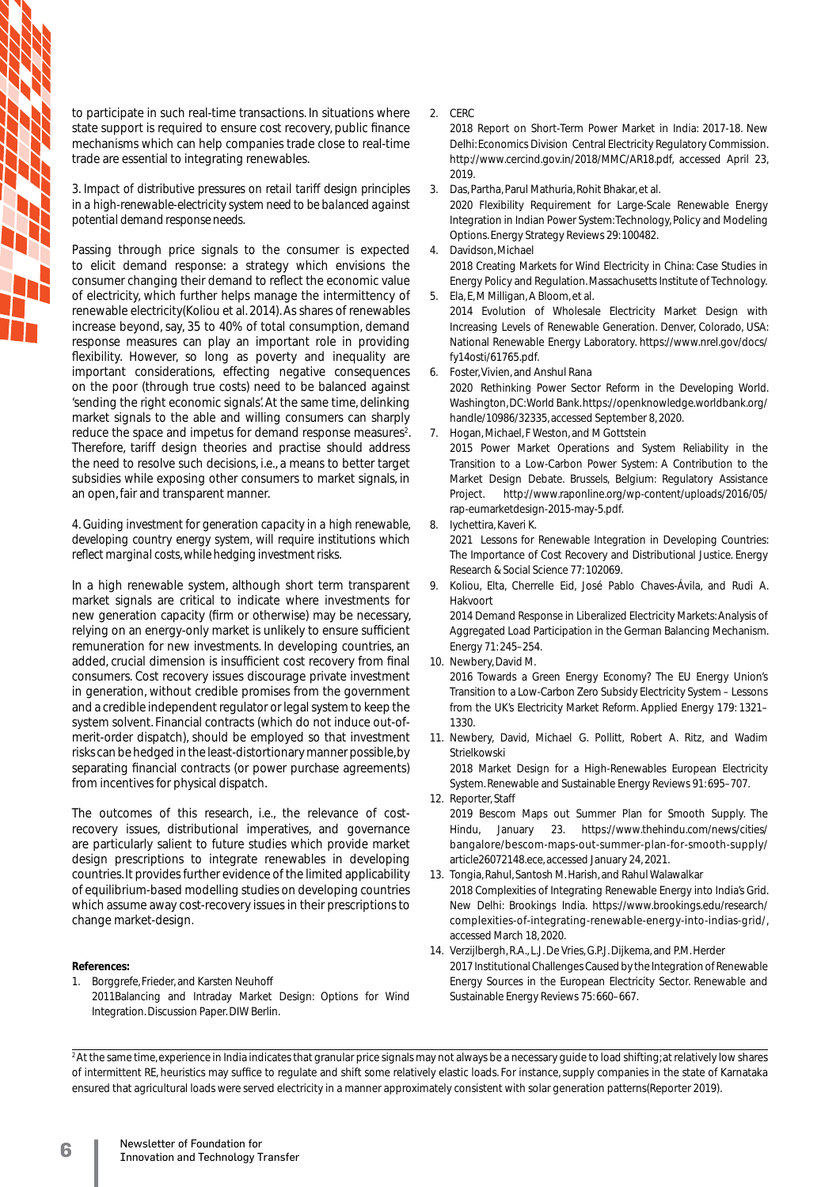to participate in such real-time transactions. In situations where state support is required to ensure cost recovery, public finance mechanisms which can help companies trade close to real-time trade are essential to integrating renewables.

*3. Impact of distributive pressures on retail tariff design principles in a high-renewable-electricity system need to be balanced against potential demand response needs.*

Passing through price signals to the consumer is expected to elicit demand response: a strategy which envisions the consumer changing their demand to reflect the economic value of electricity, which further helps manage the intermittency of renewable electricity(Koliou et al. 2014). As shares of renewables increase beyond, say, 35 to 40% of total consumption, demand response measures can play an important role in providing flexibility. However, so long as poverty and inequality are important considerations, effecting negative consequences on the poor (through true costs) need to be balanced against 'sending the right economic signals'. At the same time, delinking market signals to the able and willing consumers can sharply reduce the space and impetus for demand response measures[2]. Therefore, tariff design theories and practise should address the need to resolve such decisions, i.e., a means to better target subsidies while exposing other consumers to market signals, in an open, fair and transparent manner.

*4. Guiding investment for generation capacity in a high renewable, developing country energy system, will require institutions which reflect marginal costs, while hedging investment risks.*

In a high renewable system, although short term transparent market signals are critical to indicate where investments for new generation capacity (firm or otherwise) may be necessary, relying on an energy-only market is unlikely to ensure sufficient remuneration for new investments. In developing countries, an added, crucial dimension is insufficient cost recovery from final consumers. Cost recovery issues discourage private investment in generation, without credible promises from the government and a credible independent regulator or legal system to keep the system solvent. Financial contracts (which do not induce out-of-merit-order dispatch), should be employed so that investment risks can be hedged in the least-distortionary manner possible, by separating financial contracts (or power purchase agreements) from incentives for physical dispatch.

The outcomes of this research, i.e., the relevance of cost-recovery issues, distributional imperatives, and governance are particularly salient to future studies which provide market design prescriptions to integrate renewables in developing countries. It provides further evidence of the limited applicability of equilibrium-based modelling studies on developing countries which assume away cost-recovery issues in their prescriptions to change market-design.

**References:**

1. Borggrefe, Frieder, and Karsten Neuhoff
   2011Balancing and Intraday Market Design: Options for Wind Integration. Discussion Paper. DIW Berlin.
2. CERC
   2018 Report on Short-Term Power Market in India: 2017-18. New Delhi: Economics Division Central Electricity Regulatory Commission. http://www.cercind.gov.in/2018/MMC/AR18.pdf, accessed April 23, 2019.
3. Das, Partha, Parul Mathuria, Rohit Bhakar, et al.
   2020 Flexibility Requirement for Large-Scale Renewable Energy Integration in Indian Power System: Technology, Policy and Modeling Options. Energy Strategy Reviews 29: 100482.
4. Davidson, Michael
   2018 Creating Markets for Wind Electricity in China: Case Studies in Energy Policy and Regulation. Massachusetts Institute of Technology.
5. Ela, E, M Milligan, A Bloom, et al.
   2014 Evolution of Wholesale Electricity Market Design with Increasing Levels of Renewable Generation. Denver, Colorado, USA: National Renewable Energy Laboratory. https://www.nrel.gov/docs/fy14osti/61765.pdf.
6. Foster, Vivien, and Anshul Rana
   2020 Rethinking Power Sector Reform in the Developing World. Washington, DC: World Bank. https://openknowledge.worldbank.org/handle/10986/32335, accessed September 8, 2020.
7. Hogan, Michael, F Weston, and M Gottstein
   2015 Power Market Operations and System Reliability in the Transition to a Low-Carbon Power System: A Contribution to the Market Design Debate. Brussels, Belgium: Regulatory Assistance Project. http://www.raponline.org/wp-content/uploads/2016/05/rap-eumarketdesign-2015-may-5.pdf.
8. Iychettira, Kaveri K.
   2021 Lessons for Renewable Integration in Developing Countries: The Importance of Cost Recovery and Distributional Justice. Energy Research & Social Science 77: 102069.
9. Koliou, Elta, Cherrelle Eid, José Pablo Chaves-Ávila, and Rudi A. Hakvoort
   2014 Demand Response in Liberalized Electricity Markets: Analysis of Aggregated Load Participation in the German Balancing Mechanism. Energy 71: 245–254.
10. Newbery, David M.
    2016 Towards a Green Energy Economy? The EU Energy Union's Transition to a Low-Carbon Zero Subsidy Electricity System – Lessons from the UK's Electricity Market Reform. Applied Energy 179: 1321–1330.
11. Newbery, David, Michael G. Pollitt, Robert A. Ritz, and Wadim Strielkowski
    2018 Market Design for a High-Renewables European Electricity System. Renewable and Sustainable Energy Reviews 91: 695–707.
12. Reporter, Staff
    2019 Bescom Maps out Summer Plan for Smooth Supply. The Hindu, January 23. https://www.thehindu.com/news/cities/bangalore/bescom-maps-out-summer-plan-for-smooth-supply/article26072148.ece, accessed January 24, 2021.
13. Tongia, Rahul, Santosh M. Harish, and Rahul Walawalkar
    2018 Complexities of Integrating Renewable Energy into India's Grid. New Delhi: Brookings India. https://www.brookings.edu/research/complexities-of-integrating-renewable-energy-into-indias-grid/, accessed March 18, 2020.
14. Verzijlbergh, R.A., L.J. De Vries, G.P.J. Dijkema, and P.M. Herder
    2017 Institutional Challenges Caused by the Integration of Renewable Energy Sources in the European Electricity Sector. Renewable and Sustainable Energy Reviews 75: 660–667.

---

[2] At the same time, experience in India indicates that granular price signals may not always be a necessary guide to load shifting; at relatively low shares of intermittent RE, heuristics may suffice to regulate and shift some relatively elastic loads. For instance, supply companies in the state of Karnataka ensured that agricultural loads were served electricity in a manner approximately consistent with solar generation patterns(Reporter 2019).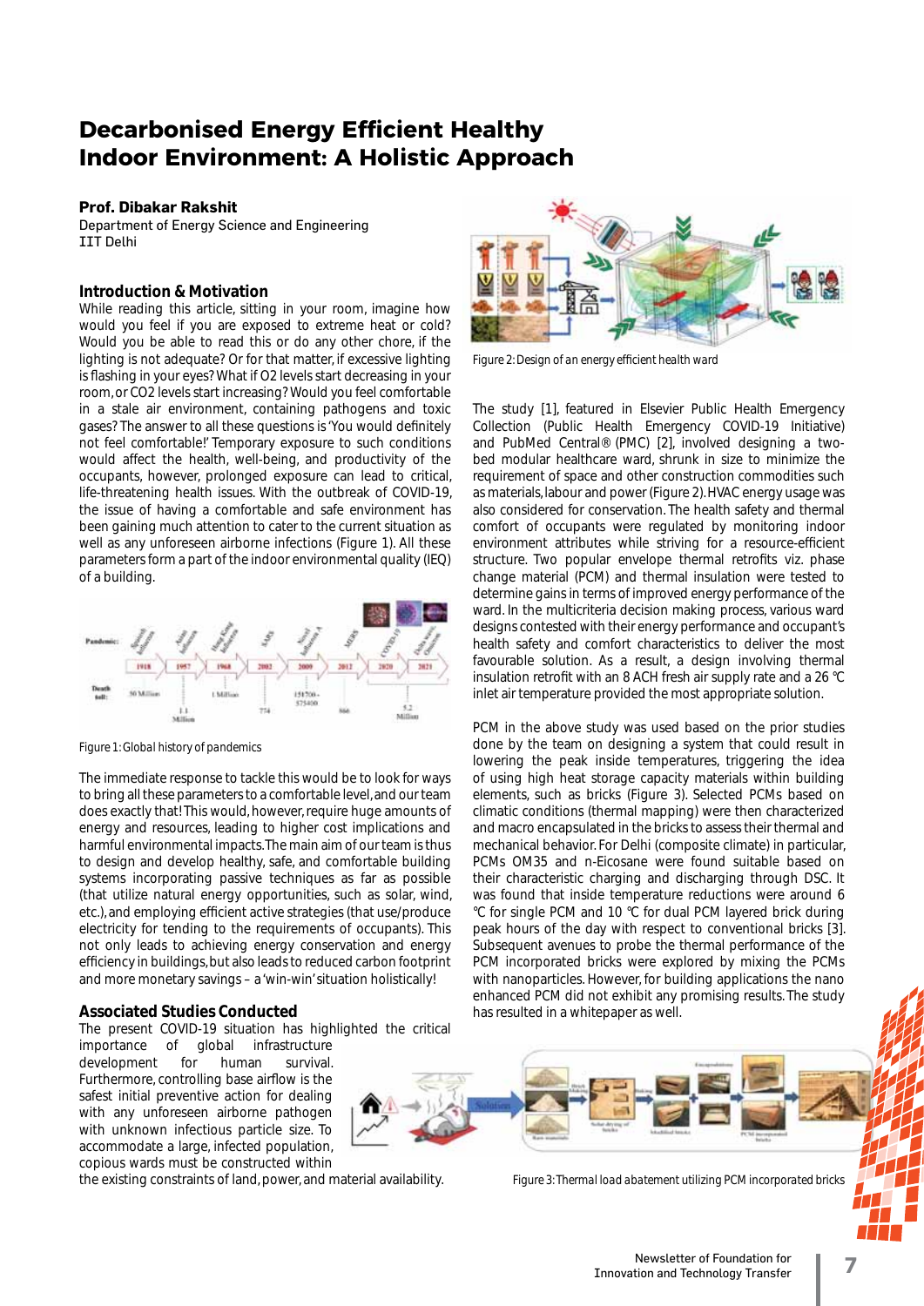# Decarbonised Energy Efficient Healthy Indoor Environment: A Holistic Approach

**Prof. Dibakar Rakshit**
Department of Energy Science and Engineering
IIT Delhi

## Introduction & Motivation

While reading this article, sitting in your room, imagine how would you feel if you are exposed to extreme heat or cold? Would you be able to read this or do any other chore, if the lighting is not adequate? Or for that matter, if excessive lighting is flashing in your eyes? What if $O_2$ levels start decreasing in your room, or $CO_2$ levels start increasing? Would you feel comfortable in a stale air environment, containing pathogens and toxic gases? The answer to all these questions is 'You would definitely not feel comfortable!' Temporary exposure to such conditions would affect the health, well-being, and productivity of the occupants, however, prolonged exposure can lead to critical, life-threatening health issues. With the outbreak of COVID-19, the issue of having a comfortable and safe environment has been gaining much attention to cater to the current situation as well as any unforeseen airborne infections (Figure 1). All these parameters form a part of the indoor environmental quality (IEQ) of a building.

Figure 1: Global history of pandemics

The immediate response to tackle this would be to look for ways to bring all these parameters to a comfortable level, and our team does exactly that! This would, however, require huge amounts of energy and resources, leading to higher cost implications and harmful environmental impacts. The main aim of our team is thus to design and develop healthy, safe, and comfortable building systems incorporating passive techniques as far as possible (that utilize natural energy opportunities, such as solar, wind, etc.), and employing efficient active strategies (that use/produce electricity for tending to the requirements of occupants). This not only leads to achieving energy conservation and energy efficiency in buildings, but also leads to reduced carbon footprint and more monetary savings – a 'win-win' situation holistically!

## Associated Studies Conducted

The present COVID-19 situation has highlighted the critical importance of global infrastructure development for human survival. Furthermore, controlling base airflow is the safest initial preventive action for dealing with any unforeseen airborne pathogen with unknown infectious particle size. To accommodate a large, infected population, copious wards must be constructed within the existing constraints of land, power, and material availability.

Figure 2: Design of an energy efficient health ward

The study [1], featured in Elsevier Public Health Emergency Collection (Public Health Emergency COVID-19 Initiative) and PubMed Central® (PMC) [2], involved designing a two-bed modular healthcare ward, shrunk in size to minimize the requirement of space and other construction commodities such as materials, labour and power (Figure 2). HVAC energy usage was also considered for conservation. The health safety and thermal comfort of occupants were regulated by monitoring indoor environment attributes while striving for a resource-efficient structure. Two popular envelope thermal retrofits viz. phase change material (PCM) and thermal insulation were tested to determine gains in terms of improved energy performance of the ward. In the multicriteria decision making process, various ward designs contested with their energy performance and occupant's health safety and comfort characteristics to deliver the most favourable solution. As a result, a design involving thermal insulation retrofit with an 8 ACH fresh air supply rate and a 26 ℃ inlet air temperature provided the most appropriate solution.

PCM in the above study was used based on the prior studies done by the team on designing a system that could result in lowering the peak inside temperatures, triggering the idea of using high heat storage capacity materials within building elements, such as bricks (Figure 3). Selected PCMs based on climatic conditions (thermal mapping) were then characterized and macro encapsulated in the bricks to assess their thermal and mechanical behavior. For Delhi (composite climate) in particular, PCMs OM35 and n-Eicosane were found suitable based on their characteristic charging and discharging through DSC. It was found that inside temperature reductions were around 6 ℃ for single PCM and 10 ℃ for dual PCM layered brick during peak hours of the day with respect to conventional bricks [3]. Subsequent avenues to probe the thermal performance of the PCM incorporated bricks were explored by mixing the PCMs with nanoparticles. However, for building applications the nano enhanced PCM did not exhibit any promising results. The study has resulted in a whitepaper as well.

Figure 3: Thermal load abatement utilizing PCM incorporated bricks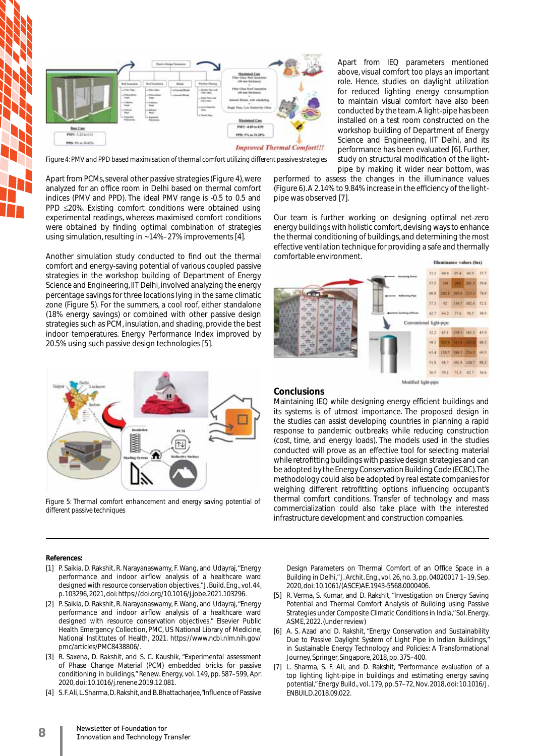Figure 4: PMV and PPD based maximisation of thermal comfort utilizing different passive strategies

Apart from PCMs, several other passive strategies (Figure 4), were analyzed for an office room in Delhi based on thermal comfort indices (PMV and PPD). The ideal PMV range is -0.5 to 0.5 and PPD ≤20%. Existing comfort conditions were obtained using experimental readings, whereas maximised comfort conditions were obtained by finding optimal combination of strategies using simulation, resulting in ~14%–27% improvements [4].

Another simulation study conducted to find out the thermal comfort and energy-saving potential of various coupled passive strategies in the workshop building of Department of Energy Science and Engineering, IIT Delhi, involved analyzing the energy percentage savings for three locations lying in the same climatic zone (Figure 5). For the summers, a cool roof, either standalone (18% energy savings) or combined with other passive design strategies such as PCM, insulation, and shading, provide the best indoor temperatures. Energy Performance Index improved by 20.5% using such passive design technologies [5].

Figure 5: Thermal comfort enhancement and energy saving potential of different passive techniques

Apart from IEQ parameters mentioned above, visual comfort too plays an important role. Hence, studies on daylight utilization for reduced lighting energy consumption to maintain visual comfort have also been conducted by the team. A light-pipe has been installed on a test room constructed on the workshop building of Department of Energy Science and Engineering, IIT Delhi, and its performance has been evaluated [6]. Further, study on structural modification of the light-pipe by making it wider near bottom, was performed to assess the changes in the illuminance values (Figure 6). A 2.14% to 9.84% increase in the efficiency of the light-pipe was observed [7].

Our team is further working on designing optimal net-zero energy buildings with holistic comfort, devising ways to enhance the thermal conditioning of buildings, and determining the most effective ventilation technique for providing a safe and thermally comfortable environment.

## Conclusions

Maintaining IEQ while designing energy efficient buildings and its systems is of utmost importance. The proposed design in the studies can assist developing countries in planning a rapid response to pandemic outbreaks while reducing construction (cost, time, and energy loads). The models used in the studies conducted will prove as an effective tool for selecting material while retrofitting buildings with passive design strategies and can be adopted by the Energy Conservation Building Code (ECBC). The methodology could also be adopted by real estate companies for weighing different retrofitting options influencing occupant's thermal comfort conditions. Transfer of technology and mass commercialization could also take place with the interested infrastructure development and construction companies.

---

**References:**

1. [1] P. Saikia, D. Rakshit, R. Narayanaswamy, F. Wang, and Udayraj, "Energy performance and indoor airflow analysis of a healthcare ward designed with resource conservation objectives," J. Build. Eng., vol. 44, p. 103296, 2021, doi: https://doi.org/10.1016/j.jobe.2021.103296.
2. [2] P. Saikia, D. Rakshit, R. Narayanaswamy, F. Wang, and Udayraj, "Energy performance and indoor airflow analysis of a healthcare ward designed with resource conservation objectives," Elsevier Public Health Emergency Collection, PMC, US National Library of Medicine, National Instittutes of Health, 2021. https://www.ncbi.nlm.nih.gov/pmc/articles/PMC8438806/.
3. [3] R. Saxena, D. Rakshit, and S. C. Kaushik, "Experimental assessment of Phase Change Material (PCM) embedded bricks for passive conditioning in buildings," Renew. Energy, vol. 149, pp. 587–599, Apr. 2020, doi: 10.1016/j.renene.2019.12.081.
4. [4] S. F. Ali, L. Sharma, D. Rakshit, and B. Bhattacharjee, "Influence of Passive Design Parameters on Thermal Comfort of an Office Space in a Building in Delhi," J. Archit. Eng., vol. 26, no. 3, pp. 04020017 1–19, Sep. 2020, doi: 10.1061/(ASCE)AE.1943-5568.0000406.
5. [5] R. Verma, S. Kumar, and D. Rakshit, "Investigation on Energy Saving Potential and Thermal Comfort Analysis of Building using Passive Strategies under Composite Climatic Conditions in India," Sol. Energy, ASME, 2022. (under review)
6. [6] A. S. Azad and D. Rakshit, "Energy Conservation and Sustainability Due to Passive Daylight System of Light Pipe in Indian Buildings," in Sustainable Energy Technology and Policies: A Transformational Journey, Springer, Singapore, 2018, pp. 375–400.
7. [7] L. Sharma, S. F. Ali, and D. Rakshit, "Performance evaluation of a top lighting light-pipe in buildings and estimating energy saving potential," Energy Build., vol. 179, pp. 57–72, Nov. 2018, doi: 10.1016/J.ENBUILD.2018.09.022.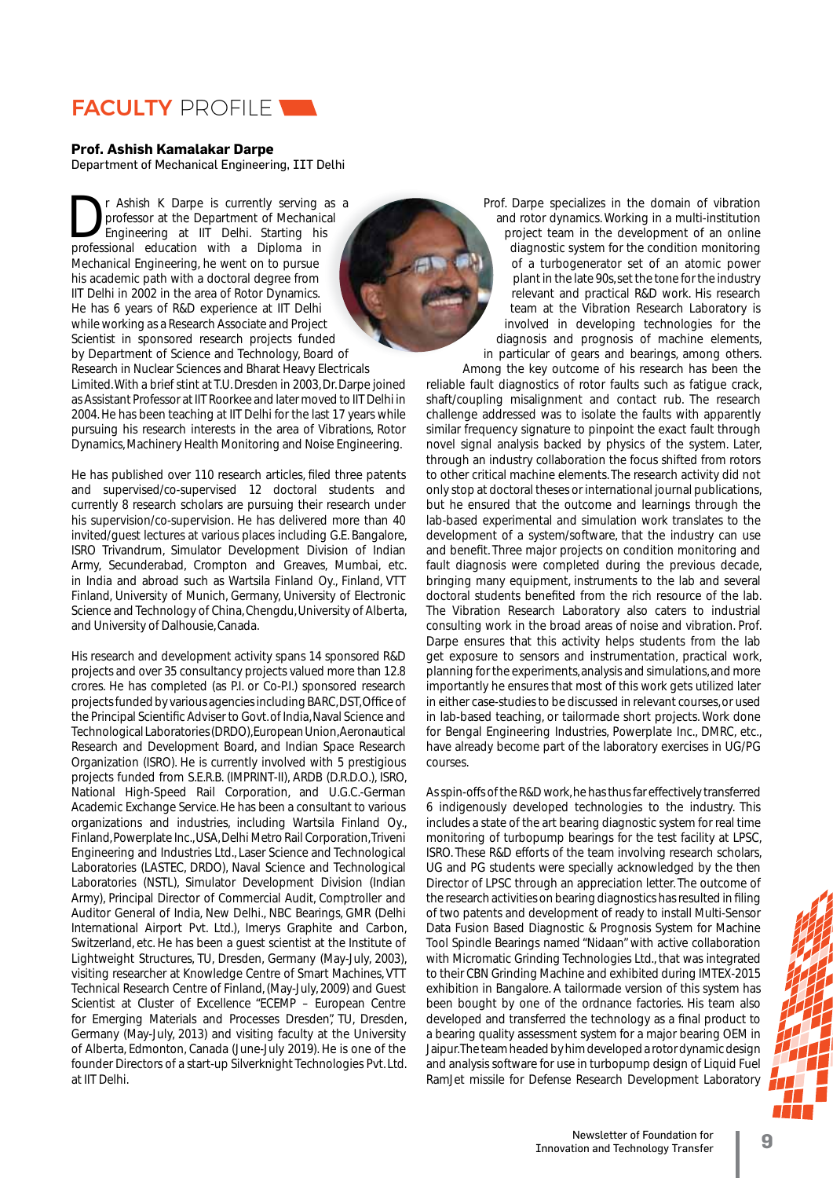# FACULTY PROFILE

**Prof. Ashish Kamalakar Darpe**
Department of Mechanical Engineering, IIT Delhi

Dr Ashish K Darpe is currently serving as a professor at the Department of Mechanical Engineering at IIT Delhi. Starting his professional education with a Diploma in Mechanical Engineering, he went on to pursue his academic path with a doctoral degree from IIT Delhi in 2002 in the area of Rotor Dynamics. He has 6 years of R&D experience at IIT Delhi while working as a Research Associate and Project Scientist in sponsored research projects funded by Department of Science and Technology, Board of Research in Nuclear Sciences and Bharat Heavy Electricals Limited. With a brief stint at T.U. Dresden in 2003, Dr. Darpe joined as Assistant Professor at IIT Roorkee and later moved to IIT Delhi in 2004. He has been teaching at IIT Delhi for the last 17 years while pursuing his research interests in the area of Vibrations, Rotor Dynamics, Machinery Health Monitoring and Noise Engineering.

He has published over 110 research articles, filed three patents and supervised/co-supervised 12 doctoral students and currently 8 research scholars are pursuing their research under his supervision/co-supervision. He has delivered more than 40 invited/guest lectures at various places including G.E. Bangalore, ISRO Trivandrum, Simulator Development Division of Indian Army, Secunderabad, Crompton and Greaves, Mumbai, etc. in India and abroad such as Wartsila Finland Oy., Finland, VTT Finland, University of Munich, Germany, University of Electronic Science and Technology of China, Chengdu, University of Alberta, and University of Dalhousie, Canada.

His research and development activity spans 14 sponsored R&D projects and over 35 consultancy projects valued more than 12.8 crores. He has completed (as P.I. or Co-P.I.) sponsored research projects funded by various agencies including BARC, DST, Office of the Principal Scientific Adviser to Govt. of India, Naval Science and Technological Laboratories (DRDO), European Union, Aeronautical Research and Development Board, and Indian Space Research Organization (ISRO). He is currently involved with 5 prestigious projects funded from S.E.R.B. (IMPRINT-II), ARDB (D.R.D.O.), ISRO, National High-Speed Rail Corporation, and U.G.C.-German Academic Exchange Service. He has been a consultant to various organizations and industries, including Wartsila Finland Oy., Finland, Powerplate Inc., USA, Delhi Metro Rail Corporation, Triveni Engineering and Industries Ltd., Laser Science and Technological Laboratories (LASTEC, DRDO), Naval Science and Technological Laboratories (NSTL), Simulator Development Division (Indian Army), Principal Director of Commercial Audit, Comptroller and Auditor General of India, New Delhi., NBC Bearings, GMR (Delhi International Airport Pvt. Ltd.), Imerys Graphite and Carbon, Switzerland, etc. He has been a guest scientist at the Institute of Lightweight Structures, TU, Dresden, Germany (May-July, 2003), visiting researcher at Knowledge Centre of Smart Machines, VTT Technical Research Centre of Finland, (May-July, 2009) and Guest Scientist at Cluster of Excellence "ECEMP – European Centre for Emerging Materials and Processes Dresden", TU, Dresden, Germany (May-July, 2013) and visiting faculty at the University of Alberta, Edmonton, Canada (June-July 2019). He is one of the founder Directors of a start-up Silverknight Technologies Pvt. Ltd. at IIT Delhi.

Prof. Darpe specializes in the domain of vibration and rotor dynamics. Working in a multi-institution project team in the development of an online diagnostic system for the condition monitoring of a turbogenerator set of an atomic power plant in the late 90s, set the tone for the industry relevant and practical R&D work. His research team at the Vibration Research Laboratory is involved in developing technologies for the diagnosis and prognosis of machine elements, in particular of gears and bearings, among others. Among the key outcome of his research has been the reliable fault diagnostics of rotor faults such as fatigue crack, shaft/coupling misalignment and contact rub. The research challenge addressed was to isolate the faults with apparently similar frequency signature to pinpoint the exact fault through novel signal analysis backed by physics of the system. Later, through an industry collaboration the focus shifted from rotors to other critical machine elements. The research activity did not only stop at doctoral theses or international journal publications, but he ensured that the outcome and learnings through the lab-based experimental and simulation work translates to the development of a system/software, that the industry can use and benefit. Three major projects on condition monitoring and fault diagnosis were completed during the previous decade, bringing many equipment, instruments to the lab and several doctoral students benefited from the rich resource of the lab. The Vibration Research Laboratory also caters to industrial consulting work in the broad areas of noise and vibration. Prof. Darpe ensures that this activity helps students from the lab get exposure to sensors and instrumentation, practical work, planning for the experiments, analysis and simulations, and more importantly he ensures that most of this work gets utilized later in either case-studies to be discussed in relevant courses, or used in lab-based teaching, or tailormade short projects. Work done for Bengal Engineering Industries, Powerplate Inc., DMRC, etc., have already become part of the laboratory exercises in UG/PG courses.

As spin-offs of the R&D work, he has thus far effectively transferred 6 indigenously developed technologies to the industry. This includes a state of the art bearing diagnostic system for real time monitoring of turbopump bearings for the test facility at LPSC, ISRO. These R&D efforts of the team involving research scholars, UG and PG students were specially acknowledged by the then Director of LPSC through an appreciation letter. The outcome of the research activities on bearing diagnostics has resulted in filing of two patents and development of ready to install Multi-Sensor Data Fusion Based Diagnostic & Prognosis System for Machine Tool Spindle Bearings named "Nidaan" with active collaboration with Micromatic Grinding Technologies Ltd., that was integrated to their CBN Grinding Machine and exhibited during IMTEX-2015 exhibition in Bangalore. A tailormade version of this system has been bought by one of the ordnance factories. His team also developed and transferred the technology as a final product to a bearing quality assessment system for a major bearing OEM in Jaipur. The team headed by him developed a rotordynamic design and analysis software for use in turbopump design of Liquid Fuel RamJet missile for Defense Research Development Laboratory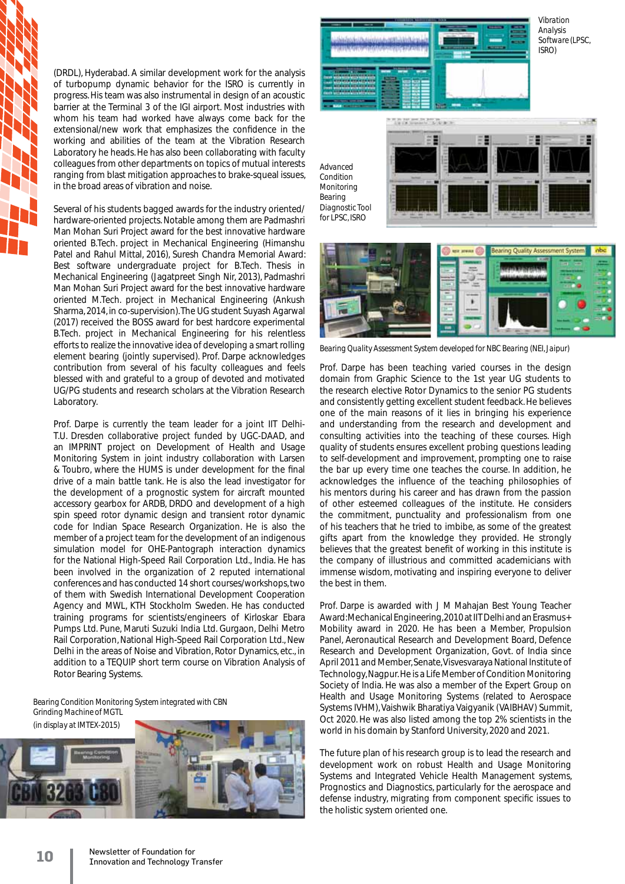(DRDL), Hyderabad. A similar development work for the analysis of turbopump dynamic behavior for the ISRO is currently in progress. His team was also instrumental in design of an acoustic barrier at the Terminal 3 of the IGI airport. Most industries with whom his team had worked have always come back for the extensional/new work that emphasizes the confidence in the working and abilities of the team at the Vibration Research Laboratory he heads. He has also been collaborating with faculty colleagues from other departments on topics of mutual interests ranging from blast mitigation approaches to brake-squeal issues, in the broad areas of vibration and noise.

Several of his students bagged awards for the industry oriented/ hardware-oriented projects. Notable among them are Padmashri Man Mohan Suri Project award for the best innovative hardware oriented B.Tech. project in Mechanical Engineering (Himanshu Patel and Rahul Mittal, 2016), Suresh Chandra Memorial Award: Best software undergraduate project for B.Tech. Thesis in Mechanical Engineering (Jagatpreet Singh Nir, 2013), Padmashri Man Mohan Suri Project award for the best innovative hardware oriented M.Tech. project in Mechanical Engineering (Ankush Sharma, 2014, in co-supervision). The UG student Suyash Agarwal (2017) received the BOSS award for best hardcore experimental B.Tech. project in Mechanical Engineering for his relentless efforts to realize the innovative idea of developing a smart rolling element bearing (jointly supervised). Prof. Darpe acknowledges contribution from several of his faculty colleagues and feels blessed with and grateful to a group of devoted and motivated UG/PG students and research scholars at the Vibration Research Laboratory.

Prof. Darpe is currently the team leader for a joint IIT Delhi-T.U. Dresden collaborative project funded by UGC-DAAD, and an IMPRINT project on Development of Health and Usage Monitoring System in joint industry collaboration with Larsen & Toubro, where the HUMS is under development for the final drive of a main battle tank. He is also the lead investigator for the development of a prognostic system for aircraft mounted accessory gearbox for ARDB, DRDO and development of a high spin speed rotor dynamic design and transient rotor dynamic code for Indian Space Research Organization. He is also the member of a project team for the development of an indigenous simulation model for OHE-Pantograph interaction dynamics for the National High-Speed Rail Corporation Ltd., India. He has been involved in the organization of 2 reputed international conferences and has conducted 14 short courses/workshops, two of them with Swedish International Development Cooperation Agency and MWL, KTH Stockholm Sweden. He has conducted training programs for scientists/engineers of Kirloskar Ebara Pumps Ltd. Pune, Maruti Suzuki India Ltd. Gurgaon, Delhi Metro Rail Corporation, National High-Speed Rail Corporation Ltd., New Delhi in the areas of Noise and Vibration, Rotor Dynamics, etc., in addition to a TEQUIP short term course on Vibration Analysis of Rotor Bearing Systems.

*Bearing Condition Monitoring System integrated with CBN Grinding Machine of MGTL (in display at IMTEX-2015)*

Vibration Analysis Software (LPSC, ISRO)

Advanced Condition Monitoring Bearing Diagnostic Tool for LPSC, ISRO

*Bearing Quality Assessment System developed for NBC Bearing (NEI, Jaipur)*

Prof. Darpe has been teaching varied courses in the design domain from Graphic Science to the 1st year UG students to the research elective Rotor Dynamics to the senior PG students and consistently getting excellent student feedback. He believes one of the main reasons of it lies in bringing his experience and understanding from the research and development and consulting activities into the teaching of these courses. High quality of students ensures excellent probing questions leading to self-development and improvement, prompting one to raise the bar up every time one teaches the course. In addition, he acknowledges the influence of the teaching philosophies of his mentors during his career and has drawn from the passion of other esteemed colleagues of the institute. He considers the commitment, punctuality and professionalism from one of his teachers that he tried to imbibe, as some of the greatest gifts apart from the knowledge they provided. He strongly believes that the greatest benefit of working in this institute is the company of illustrious and committed academicians with immense wisdom, motivating and inspiring everyone to deliver the best in them.

Prof. Darpe is awarded with J M Mahajan Best Young Teacher Award: Mechanical Engineering, 2010 at IIT Delhi and an Erasmus+ Mobility award in 2020. He has been a Member, Propulsion Panel, Aeronautical Research and Development Board, Defence Research and Development Organization, Govt. of India since April 2011 and Member, Senate, Visvesvaraya National Institute of Technology, Nagpur. He is a Life Member of Condition Monitoring Society of India. He was also a member of the Expert Group on Health and Usage Monitoring Systems (related to Aerospace Systems IVHM), Vaishwik Bharatiya Vaigyanik (VAIBHAV) Summit, Oct 2020. He was also listed among the top 2% scientists in the world in his domain by Stanford University, 2020 and 2021.

The future plan of his research group is to lead the research and development work on robust Health and Usage Monitoring Systems and Integrated Vehicle Health Management systems, Prognostics and Diagnostics, particularly for the aerospace and defense industry, migrating from component specific issues to the holistic system oriented one.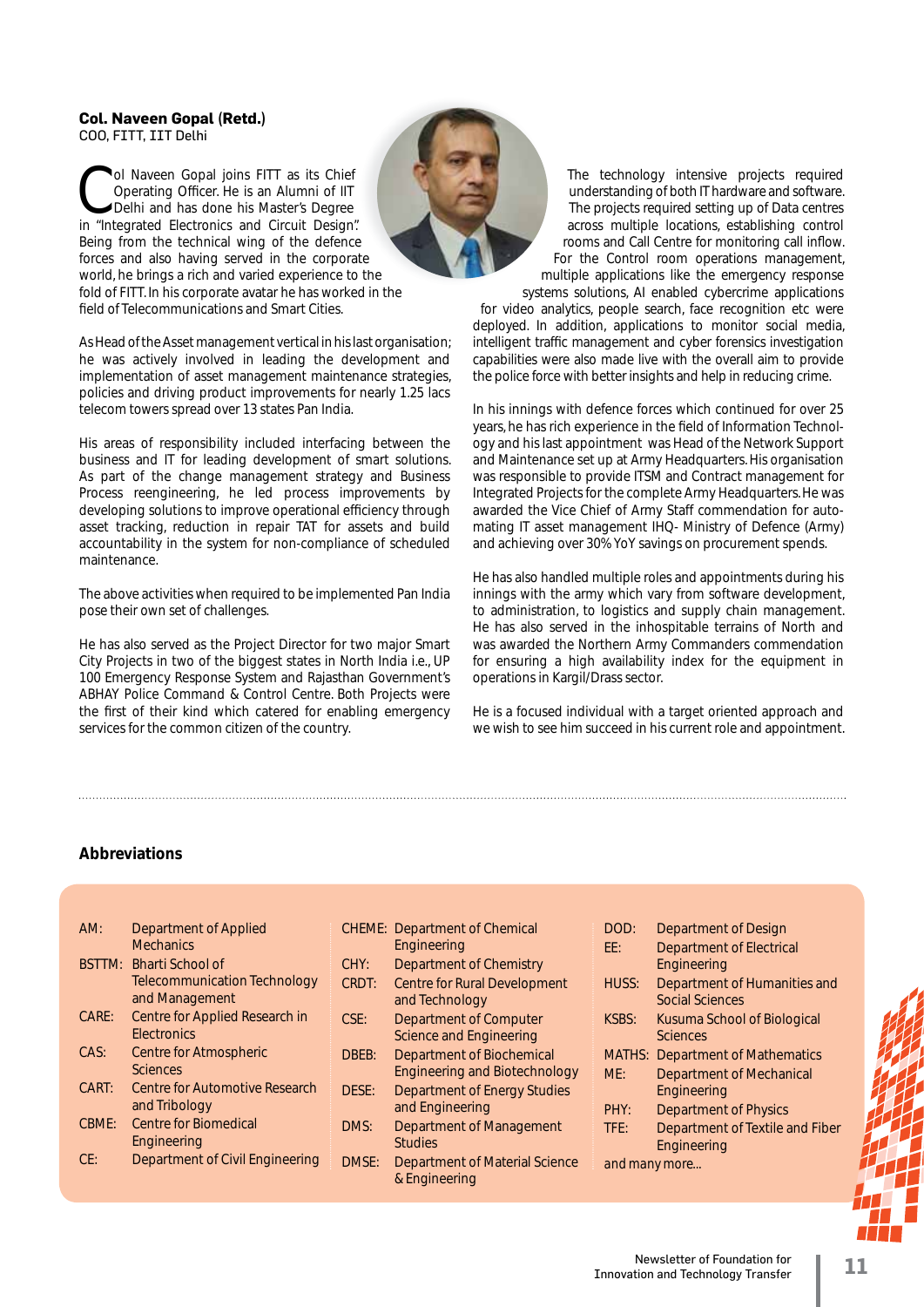**Col. Naveen Gopal (Retd.)**
COO, FITT, IIT Delhi

Col Naveen Gopal joins FITT as its Chief Operating Officer. He is an Alumni of IIT Delhi and has done his Master's Degree in "Integrated Electronics and Circuit Design". Being from the technical wing of the defence forces and also having served in the corporate world, he brings a rich and varied experience to the fold of FITT. In his corporate avatar he has worked in the field of Telecommunications and Smart Cities.

As Head of the Asset management vertical in his last organisation; he was actively involved in leading the development and implementation of asset management maintenance strategies, policies and driving product improvements for nearly 1.25 lacs telecom towers spread over 13 states Pan India.

His areas of responsibility included interfacing between the business and IT for leading development of smart solutions. As part of the change management strategy and Business Process reengineering, he led process improvements by developing solutions to improve operational efficiency through asset tracking, reduction in repair TAT for assets and build accountability in the system for non-compliance of scheduled maintenance.

The above activities when required to be implemented Pan India pose their own set of challenges.

He has also served as the Project Director for two major Smart City Projects in two of the biggest states in North India i.e., UP 100 Emergency Response System and Rajasthan Government's ABHAY Police Command & Control Centre. Both Projects were the first of their kind which catered for enabling emergency services for the common citizen of the country.

The technology intensive projects required understanding of both IT hardware and software. The projects required setting up of Data centres across multiple locations, establishing control rooms and Call Centre for monitoring call inflow. For the Control room operations management, multiple applications like the emergency response systems solutions, AI enabled cybercrime applications for video analytics, people search, face recognition etc were deployed. In addition, applications to monitor social media, intelligent traffic management and cyber forensics investigation capabilities were also made live with the overall aim to provide the police force with better insights and help in reducing crime.

In his innings with defence forces which continued for over 25 years, he has rich experience in the field of Information Technology and his last appointment was Head of the Network Support and Maintenance set up at Army Headquarters. His organisation was responsible to provide ITSM and Contract management for Integrated Projects for the complete Army Headquarters. He was awarded the Vice Chief of Army Staff commendation for automating IT asset management IHQ- Ministry of Defence (Army) and achieving over 30% YoY savings on procurement spends.

He has also handled multiple roles and appointments during his innings with the army which vary from software development, to administration, to logistics and supply chain management. He has also served in the inhospitable terrains of North and was awarded the Northern Army Commanders commendation for ensuring a high availability index for the equipment in operations in Kargil/Drass sector.

He is a focused individual with a target oriented approach and we wish to see him succeed in his current role and appointment.

## Abbreviations

| Abbreviation | Full Form |
|---|---|
| AM: | Department of Applied Mechanics |
| BSTTM: | Bharti School of Telecommunication Technology and Management |
| CARE: | Centre for Applied Research in Electronics |
| CAS: | Centre for Atmospheric Sciences |
| CART: | Centre for Automotive Research and Tribology |
| CBME: | Centre for Biomedical Engineering |
| CE: | Department of Civil Engineering |
| CHEME: | Department of Chemical Engineering |
| CHY: | Department of Chemistry |
| CRDT: | Centre for Rural Development and Technology |
| CSE: | Department of Computer Science and Engineering |
| DBEB: | Department of Biochemical Engineering and Biotechnology |
| DESE: | Department of Energy Studies and Engineering |
| DMS: | Department of Management Studies |
| DMSE: | Department of Material Science & Engineering |
| DOD: | Department of Design |
| EE: | Department of Electrical Engineering |
| HUSS: | Department of Humanities and Social Sciences |
| KSBS: | Kusuma School of Biological Sciences |
| MATHS: | Department of Mathematics |
| ME: | Department of Mechanical Engineering |
| PHY: | Department of Physics |
| TFE: | Department of Textile and Fiber Engineering |

and many more...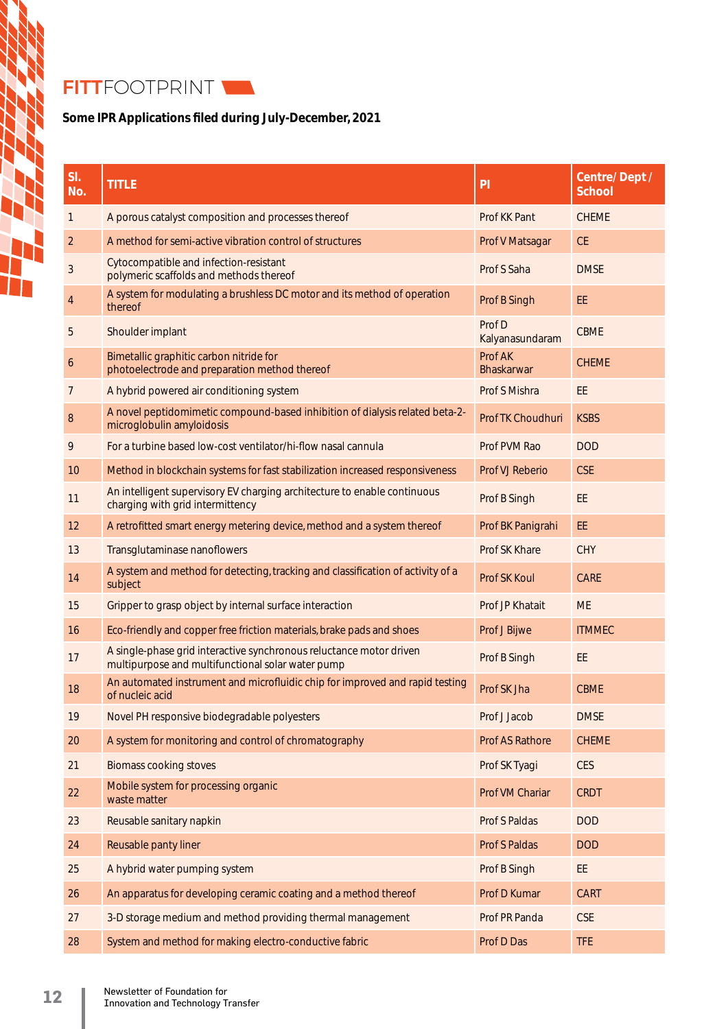## FITTFOOTPRINT

**Some IPR Applications filed during July-December, 2021**

| Sl. No. | TITLE | PI | Centre/ Dept / School |
|---|---|---|---|
| 1 | A porous catalyst composition and processes thereof | Prof KK Pant | CHEME |
| 2 | A method for semi-active vibration control of structures | Prof V Matsagar | CE |
| 3 | Cytocompatible and infection-resistant polymeric scaffolds and methods thereof | Prof S Saha | DMSE |
| 4 | A system for modulating a brushless DC motor and its method of operation thereof | Prof B Singh | EE |
| 5 | Shoulder implant | Prof D Kalyanasundaram | CBME |
| 6 | Bimetallic graphitic carbon nitride for photoelectrode and preparation method thereof | Prof AK Bhaskarwar | CHEME |
| 7 | A hybrid powered air conditioning system | Prof S Mishra | EE |
| 8 | A novel peptidomimetic compound-based inhibition of dialysis related beta-2-microglobulin amyloidosis | Prof TK Choudhuri | KSBS |
| 9 | For a turbine based low-cost ventilator/hi-flow nasal cannula | Prof PVM Rao | DOD |
| 10 | Method in blockchain systems for fast stabilization increased responsiveness | Prof VJ Reberio | CSE |
| 11 | An intelligent supervisory EV charging architecture to enable continuous charging with grid intermittency | Prof B Singh | EE |
| 12 | A retrofitted smart energy metering device, method and a system thereof | Prof BK Panigrahi | EE |
| 13 | Transglutaminase nanoflowers | Prof SK Khare | CHY |
| 14 | A system and method for detecting, tracking and classification of activity of a subject | Prof SK Koul | CARE |
| 15 | Gripper to grasp object by internal surface interaction | Prof JP Khatait | ME |
| 16 | Eco-friendly and copper free friction materials, brake pads and shoes | Prof J Bijwe | ITMMEC |
| 17 | A single-phase grid interactive synchronous reluctance motor driven multipurpose and multifunctional solar water pump | Prof B Singh | EE |
| 18 | An automated instrument and microfluidic chip for improved and rapid testing of nucleic acid | Prof SK Jha | CBME |
| 19 | Novel PH responsive biodegradable polyesters | Prof J Jacob | DMSE |
| 20 | A system for monitoring and control of chromatography | Prof AS Rathore | CHEME |
| 21 | Biomass cooking stoves | Prof SK Tyagi | CES |
| 22 | Mobile system for processing organic waste matter | Prof VM Chariar | CRDT |
| 23 | Reusable sanitary napkin | Prof S Paldas | DOD |
| 24 | Reusable panty liner | Prof S Paldas | DOD |
| 25 | A hybrid water pumping system | Prof B Singh | EE |
| 26 | An apparatus for developing ceramic coating and a method thereof | Prof D Kumar | CART |
| 27 | 3-D storage medium and method providing thermal management | Prof PR Panda | CSE |
| 28 | System and method for making electro-conductive fabric | Prof D Das | TFE |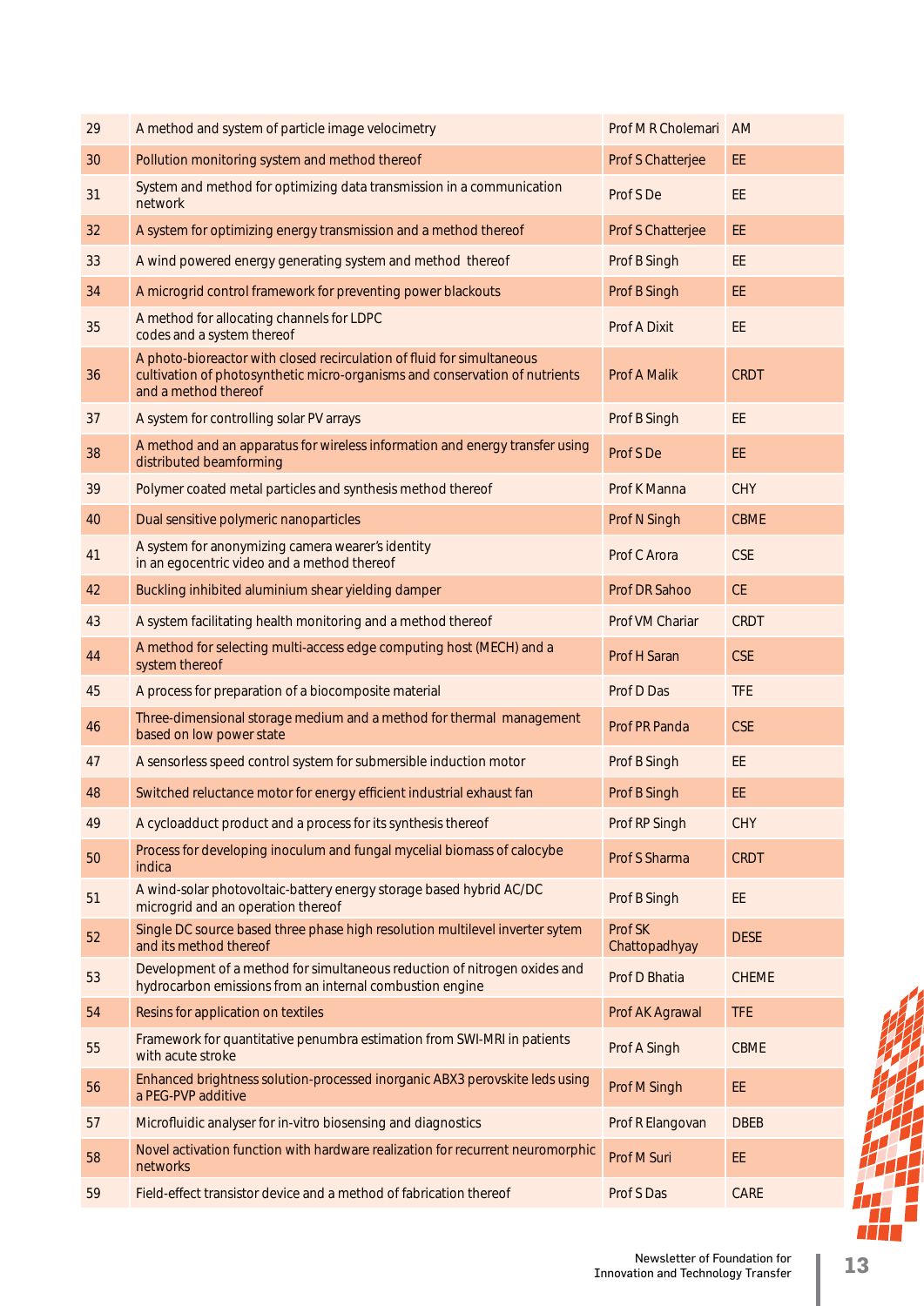| 29 | A method and system of particle image velocimetry | Prof M R Cholemari | AM |
|---|---|---|---|
| 30 | Pollution monitoring system and method thereof | Prof S Chatterjee | EE |
| 31 | System and method for optimizing data transmission in a communication network | Prof S De | EE |
| 32 | A system for optimizing energy transmission and a method thereof | Prof S Chatterjee | EE |
| 33 | A wind powered energy generating system and method thereof | Prof B Singh | EE |
| 34 | A microgrid control framework for preventing power blackouts | Prof B Singh | EE |
| 35 | A method for allocating channels for LDPC codes and a system thereof | Prof A Dixit | EE |
| 36 | A photo-bioreactor with closed recirculation of fluid for simultaneous cultivation of photosynthetic micro-organisms and conservation of nutrients and a method thereof | Prof A Malik | CRDT |
| 37 | A system for controlling solar PV arrays | Prof B Singh | EE |
| 38 | A method and an apparatus for wireless information and energy transfer using distributed beamforming | Prof S De | EE |
| 39 | Polymer coated metal particles and synthesis method thereof | Prof K Manna | CHY |
| 40 | Dual sensitive polymeric nanoparticles | Prof N Singh | CBME |
| 41 | A system for anonymizing camera wearer's identity in an egocentric video and a method thereof | Prof C Arora | CSE |
| 42 | Buckling inhibited aluminium shear yielding damper | Prof DR Sahoo | CE |
| 43 | A system facilitating health monitoring and a method thereof | Prof VM Chariar | CRDT |
| 44 | A method for selecting multi-access edge computing host (MECH) and a system thereof | Prof H Saran | CSE |
| 45 | A process for preparation of a biocomposite material | Prof D Das | TFE |
| 46 | Three-dimensional storage medium and a method for thermal management based on low power state | Prof PR Panda | CSE |
| 47 | A sensorless speed control system for submersible induction motor | Prof B Singh | EE |
| 48 | Switched reluctance motor for energy efficient industrial exhaust fan | Prof B Singh | EE |
| 49 | A cycloadduct product and a process for its synthesis thereof | Prof RP Singh | CHY |
| 50 | Process for developing inoculum and fungal mycelial biomass of calocybe indica | Prof S Sharma | CRDT |
| 51 | A wind-solar photovoltaic-battery energy storage based hybrid AC/DC microgrid and an operation thereof | Prof B Singh | EE |
| 52 | Single DC source based three phase high resolution multilevel inverter sytem and its method thereof | Prof SK Chattopadhyay | DESE |
| 53 | Development of a method for simultaneous reduction of nitrogen oxides and hydrocarbon emissions from an internal combustion engine | Prof D Bhatia | CHEME |
| 54 | Resins for application on textiles | Prof AK Agrawal | TFE |
| 55 | Framework for quantitative penumbra estimation from SWI-MRI in patients with acute stroke | Prof A Singh | CBME |
| 56 | Enhanced brightness solution-processed inorganic ABX3 perovskite leds using a PEG-PVP additive | Prof M Singh | EE |
| 57 | Microfluidic analyser for in-vitro biosensing and diagnostics | Prof R Elangovan | DBEB |
| 58 | Novel activation function with hardware realization for recurrent neuromorphic networks | Prof M Suri | EE |
| 59 | Field-effect transistor device and a method of fabrication thereof | Prof S Das | CARE |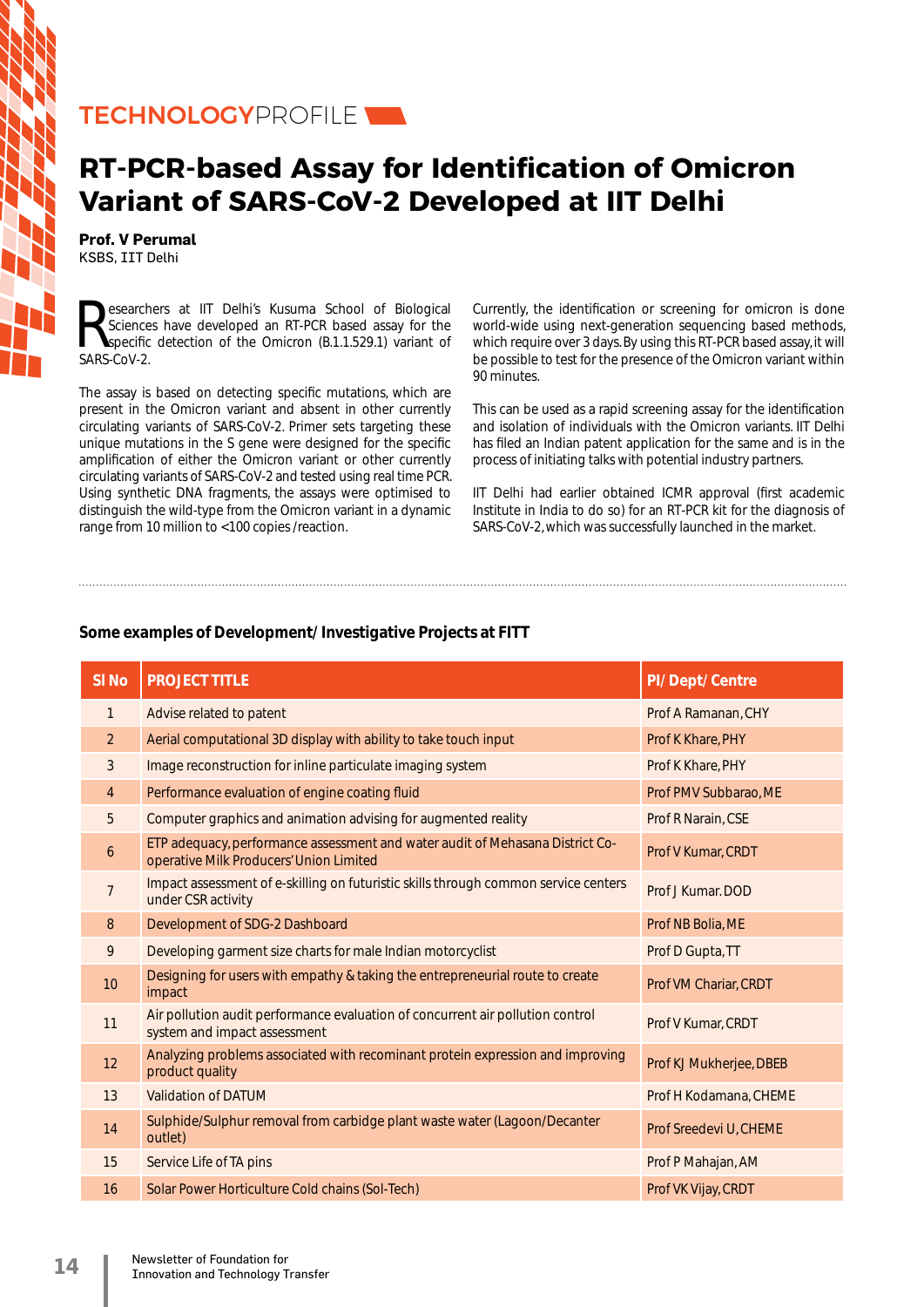TECHNOLOGYPROFILE

# RT-PCR-based Assay for Identification of Omicron Variant of SARS-CoV-2 Developed at IIT Delhi

**Prof. V Perumal**
KSBS, IIT Delhi

Researchers at IIT Delhi's Kusuma School of Biological Sciences have developed an RT-PCR based assay for the specific detection of the Omicron (B.1.1.529.1) variant of SARS-CoV-2.

The assay is based on detecting specific mutations, which are present in the Omicron variant and absent in other currently circulating variants of SARS-CoV-2. Primer sets targeting these unique mutations in the S gene were designed for the specific amplification of either the Omicron variant or other currently circulating variants of SARS-CoV-2 and tested using real time PCR. Using synthetic DNA fragments, the assays were optimised to distinguish the wild-type from the Omicron variant in a dynamic range from 10 million to <100 copies /reaction.

Currently, the identification or screening for omicron is done world-wide using next-generation sequencing based methods, which require over 3 days. By using this RT-PCR based assay, it will be possible to test for the presence of the Omicron variant within 90 minutes.

This can be used as a rapid screening assay for the identification and isolation of individuals with the Omicron variants. IIT Delhi has filed an Indian patent application for the same and is in the process of initiating talks with potential industry partners.

IIT Delhi had earlier obtained ICMR approval (first academic Institute in India to do so) for an RT-PCR kit for the diagnosis of SARS-CoV-2, which was successfully launched in the market.

**Some examples of Development/ Investigative Projects at FITT**

| Sl No | PROJECT TITLE | PI/ Dept/ Centre |
|---|---|---|
| 1 | Advise related to patent | Prof A Ramanan, CHY |
| 2 | Aerial computational 3D display with ability to take touch input | Prof K Khare, PHY |
| 3 | Image reconstruction for inline particulate imaging system | Prof K Khare, PHY |
| 4 | Performance evaluation of engine coating fluid | Prof PMV Subbarao, ME |
| 5 | Computer graphics and animation advising for augmented reality | Prof R Narain, CSE |
| 6 | ETP adequacy, performance assessment and water audit of Mehasana District Co-operative Milk Producers' Union Limited | Prof V Kumar, CRDT |
| 7 | Impact assessment of e-skilling on futuristic skills through common service centers under CSR activity | Prof J Kumar. DOD |
| 8 | Development of SDG-2 Dashboard | Prof NB Bolia, ME |
| 9 | Developing garment size charts for male Indian motorcyclist | Prof D Gupta, TT |
| 10 | Designing for users with empathy & taking the entrepreneurial route to create impact | Prof VM Chariar, CRDT |
| 11 | Air pollution audit performance evaluation of concurrent air pollution control system and impact assessment | Prof V Kumar, CRDT |
| 12 | Analyzing problems associated with recominant protein expression and improving product quality | Prof KJ Mukherjee, DBEB |
| 13 | Validation of DATUM | Prof H Kodamana, CHEME |
| 14 | Sulphide/Sulphur removal from carbidge plant waste water (Lagoon/Decanter outlet) | Prof Sreedevi U, CHEME |
| 15 | Service Life of TA pins | Prof P Mahajan, AM |
| 16 | Solar Power Horticulture Cold chains (Sol-Tech) | Prof VK Vijay, CRDT |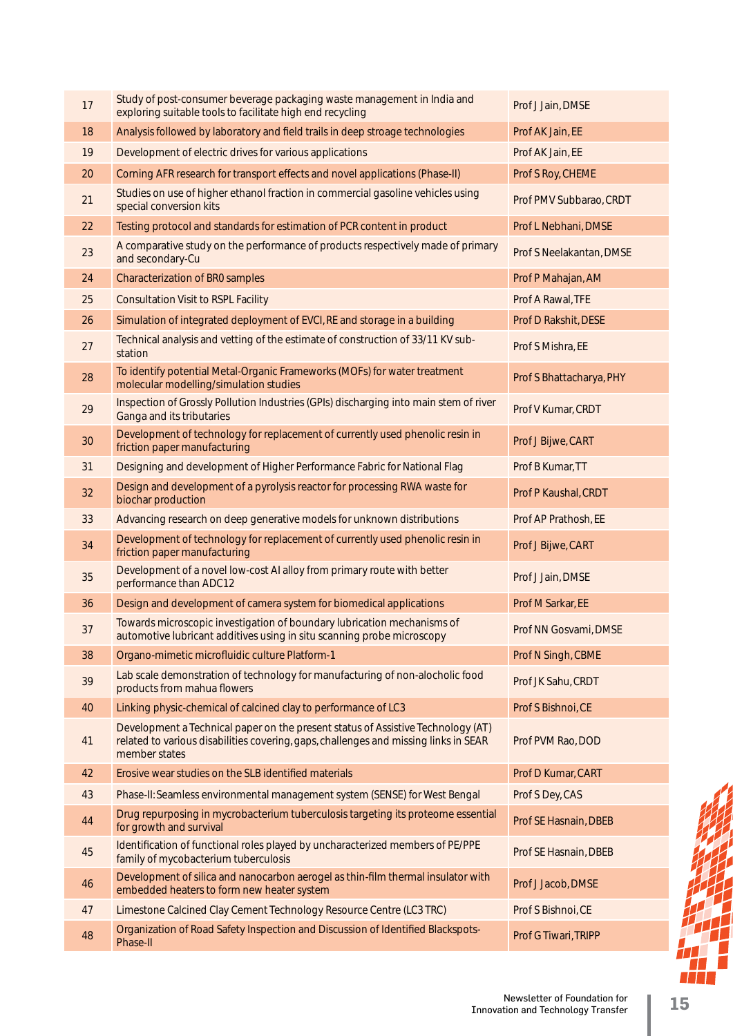| | | |
|---|---|---|
| 17 | Study of post-consumer beverage packaging waste management in India and exploring suitable tools to facilitate high end recycling | Prof J Jain, DMSE |
| 18 | Analysis followed by laboratory and field trails in deep stroage technologies | Prof AK Jain, EE |
| 19 | Development of electric drives for various applications | Prof AK Jain, EE |
| 20 | Corning AFR research for transport effects and novel applications (Phase-II) | Prof S Roy, CHEME |
| 21 | Studies on use of higher ethanol fraction in commercial gasoline vehicles using special conversion kits | Prof PMV Subbarao, CRDT |
| 22 | Testing protocol and standards for estimation of PCR content in product | Prof L Nebhani, DMSE |
| 23 | A comparative study on the performance of products respectively made of primary and secondary-Cu | Prof S Neelakantan, DMSE |
| 24 | Characterization of BR0 samples | Prof P Mahajan, AM |
| 25 | Consultation Visit to RSPL Facility | Prof A Rawal, TFE |
| 26 | Simulation of integrated deployment of EVCI, RE and storage in a building | Prof D Rakshit, DESE |
| 27 | Technical analysis and vetting of the estimate of construction of 33/11 KV sub-station | Prof S Mishra, EE |
| 28 | To identify potential Metal-Organic Frameworks (MOFs) for water treatment molecular modelling/simulation studies | Prof S Bhattacharya, PHY |
| 29 | Inspection of Grossly Pollution Industries (GPIs) discharging into main stem of river Ganga and its tributaries | Prof V Kumar, CRDT |
| 30 | Development of technology for replacement of currently used phenolic resin in friction paper manufacturing | Prof J Bijwe, CART |
| 31 | Designing and development of Higher Performance Fabric for National Flag | Prof B Kumar, TT |
| 32 | Design and development of a pyrolysis reactor for processing RWA waste for biochar production | Prof P Kaushal, CRDT |
| 33 | Advancing research on deep generative models for unknown distributions | Prof AP Prathosh, EE |
| 34 | Development of technology for replacement of currently used phenolic resin in friction paper manufacturing | Prof J Bijwe, CART |
| 35 | Development of a novel low-cost Al alloy from primary route with better performance than ADC12 | Prof J Jain, DMSE |
| 36 | Design and development of camera system for biomedical applications | Prof M Sarkar, EE |
| 37 | Towards microscopic investigation of boundary lubrication mechanisms of automotive lubricant additives using in situ scanning probe microscopy | Prof NN Gosvami, DMSE |
| 38 | Organo-mimetic microfluidic culture Platform-1 | Prof N Singh, CBME |
| 39 | Lab scale demonstration of technology for manufacturing of non-alocholic food products from mahua flowers | Prof JK Sahu, CRDT |
| 40 | Linking physic-chemical of calcined clay to performance of LC3 | Prof S Bishnoi, CE |
| 41 | Development a Technical paper on the present status of Assistive Technology (AT) related to various disabilities covering, gaps, challenges and missing links in SEAR member states | Prof PVM Rao, DOD |
| 42 | Erosive wear studies on the SLB identified materials | Prof D Kumar, CART |
| 43 | Phase-II: Seamless environmental management system (SENSE) for West Bengal | Prof S Dey, CAS |
| 44 | Drug repurposing in mycrobacterium tuberculosis targeting its proteome essential for growth and survival | Prof SE Hasnain, DBEB |
| 45 | Identification of functional roles played by uncharacterized members of PE/PPE family of mycobacterium tuberculosis | Prof SE Hasnain, DBEB |
| 46 | Development of silica and nanocarbon aerogel as thin-film thermal insulator with embedded heaters to form new heater system | Prof J Jacob, DMSE |
| 47 | Limestone Calcined Clay Cement Technology Resource Centre (LC3 TRC) | Prof S Bishnoi, CE |
| 48 | Organization of Road Safety Inspection and Discussion of Identified Blackspots-Phase-II | Prof G Tiwari, TRIPP |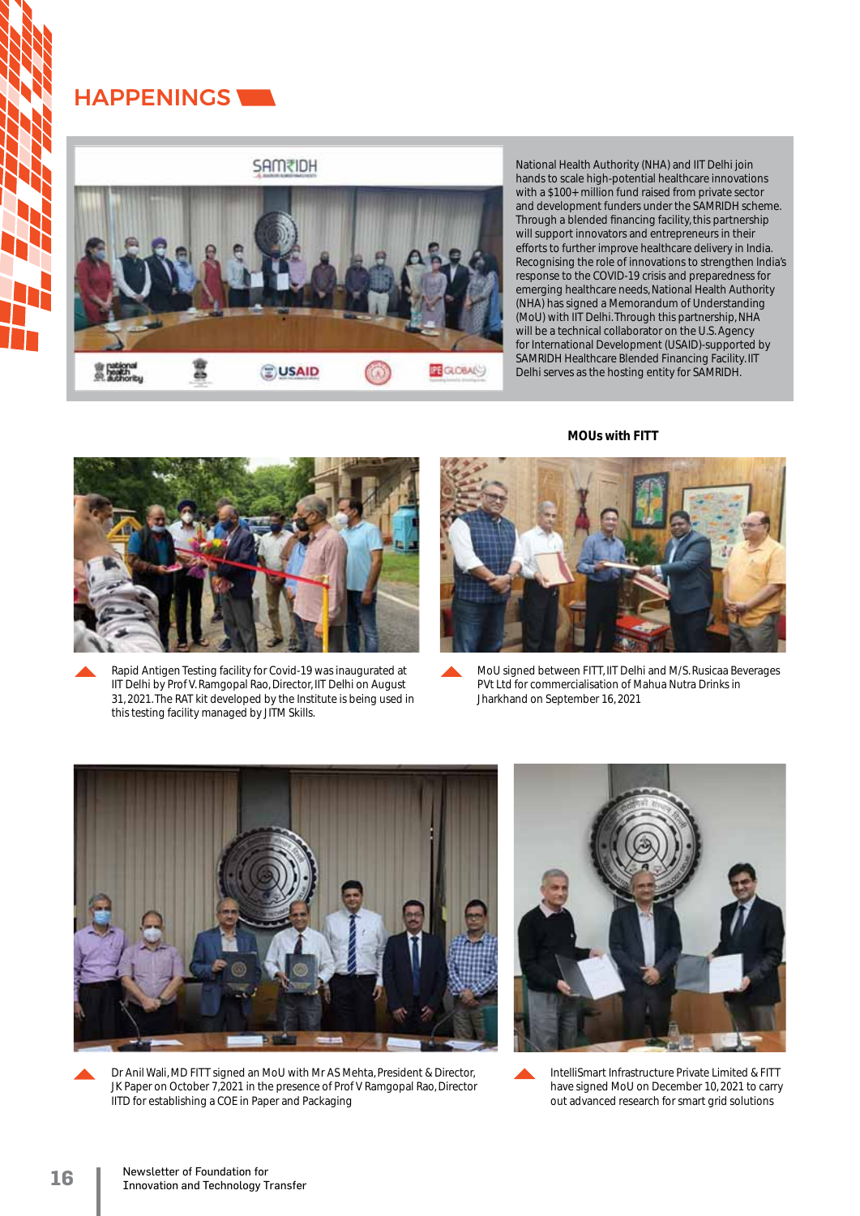## HAPPENINGS

National Health Authority (NHA) and IIT Delhi join hands to scale high-potential healthcare innovations with a $100+ million fund raised from private sector and development funders under the SAMRIDH scheme. Through a blended financing facility, this partnership will support innovators and entrepreneurs in their efforts to further improve healthcare delivery in India. Recognising the role of innovations to strengthen India's response to the COVID-19 crisis and preparedness for emerging healthcare needs, National Health Authority (NHA) has signed a Memorandum of Understanding (MoU) with IIT Delhi. Through this partnership, NHA will be a technical collaborator on the U.S. Agency for International Development (USAID)-supported by SAMRIDH Healthcare Blended Financing Facility. IIT Delhi serves as the hosting entity for SAMRIDH.

Rapid Antigen Testing facility for Covid-19 was inaugurated at IIT Delhi by Prof V. Ramgopal Rao, Director, IIT Delhi on August 31, 2021. The RAT kit developed by the Institute is being used in this testing facility managed by JITM Skills.

**MOUs with FITT**

MoU signed between FITT, IIT Delhi and M/S. Rusicaa Beverages PVt Ltd for commercialisation of Mahua Nutra Drinks in Jharkhand on September 16, 2021

Dr Anil Wali, MD FITT signed an MoU with Mr AS Mehta, President & Director, JK Paper on October 7, 2021 in the presence of Prof V Ramgopal Rao, Director IITD for establishing a COE in Paper and Packaging

IntelliSmart Infrastructure Private Limited & FITT have signed MoU on December 10, 2021 to carry out advanced research for smart grid solutions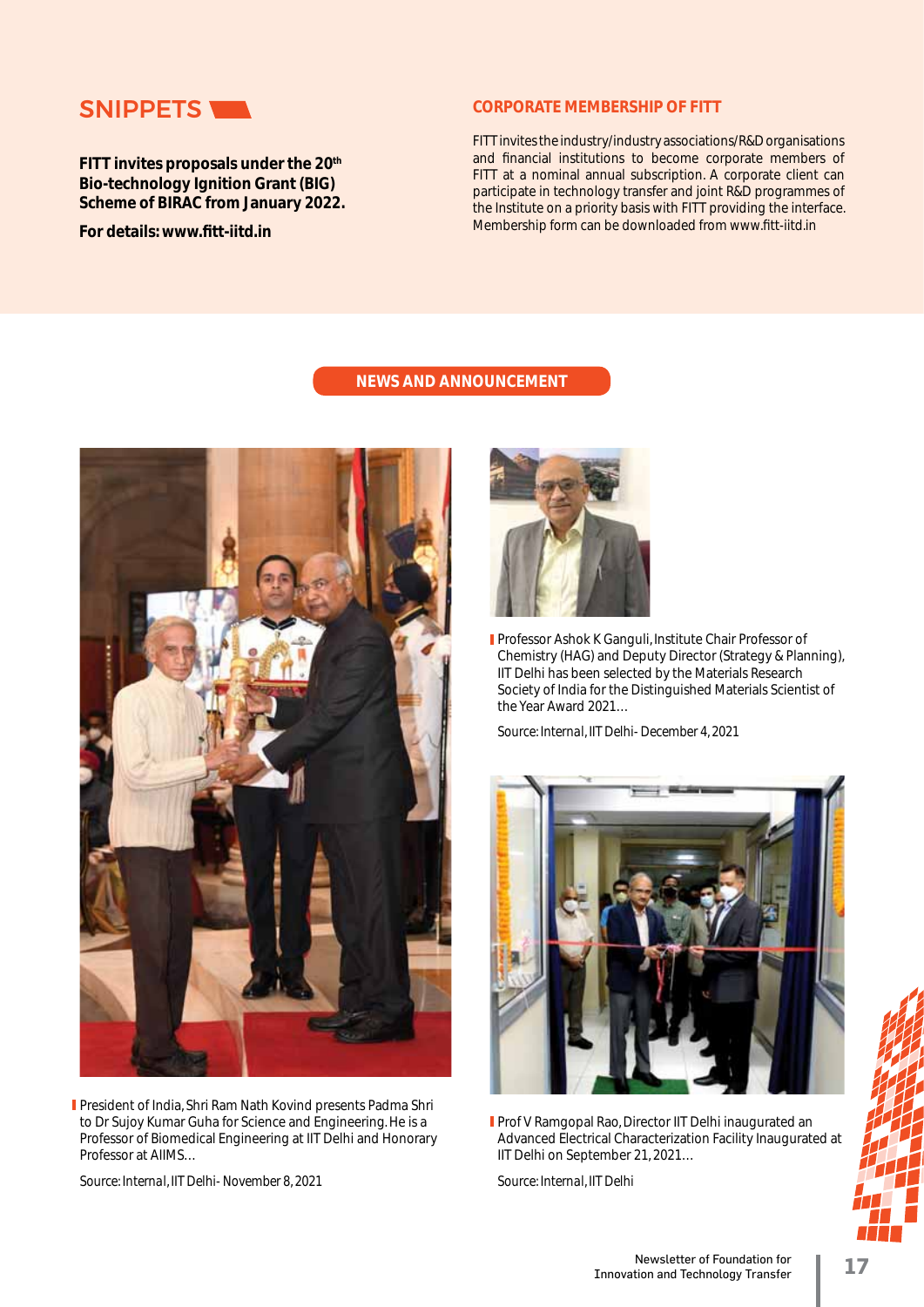## SNIPPETS

**FITT invites proposals under the 20th Bio-technology Ignition Grant (BIG) Scheme of BIRAC from January 2022.**

**For details: www.fitt-iitd.in**

## CORPORATE MEMBERSHIP OF FITT

FITT invites the industry/industry associations/R&D organisations and financial institutions to become corporate members of FITT at a nominal annual subscription. A corporate client can participate in technology transfer and joint R&D programmes of the Institute on a priority basis with FITT providing the interface. Membership form can be downloaded from www.fitt-iitd.in

## NEWS AND ANNOUNCEMENT

President of India, Shri Ram Nath Kovind presents Padma Shri to Dr Sujoy Kumar Guha for Science and Engineering. He is a Professor of Biomedical Engineering at IIT Delhi and Honorary Professor at AIIMS…

Source: Internal, IIT Delhi- November 8, 2021

Professor Ashok K Ganguli, Institute Chair Professor of Chemistry (HAG) and Deputy Director (Strategy & Planning), IIT Delhi has been selected by the Materials Research Society of India for the Distinguished Materials Scientist of the Year Award 2021…

Source: Internal, IIT Delhi- December 4, 2021

Prof V Ramgopal Rao, Director IIT Delhi inaugurated an Advanced Electrical Characterization Facility Inaugurated at IIT Delhi on September 21, 2021…

Source: Internal, IIT Delhi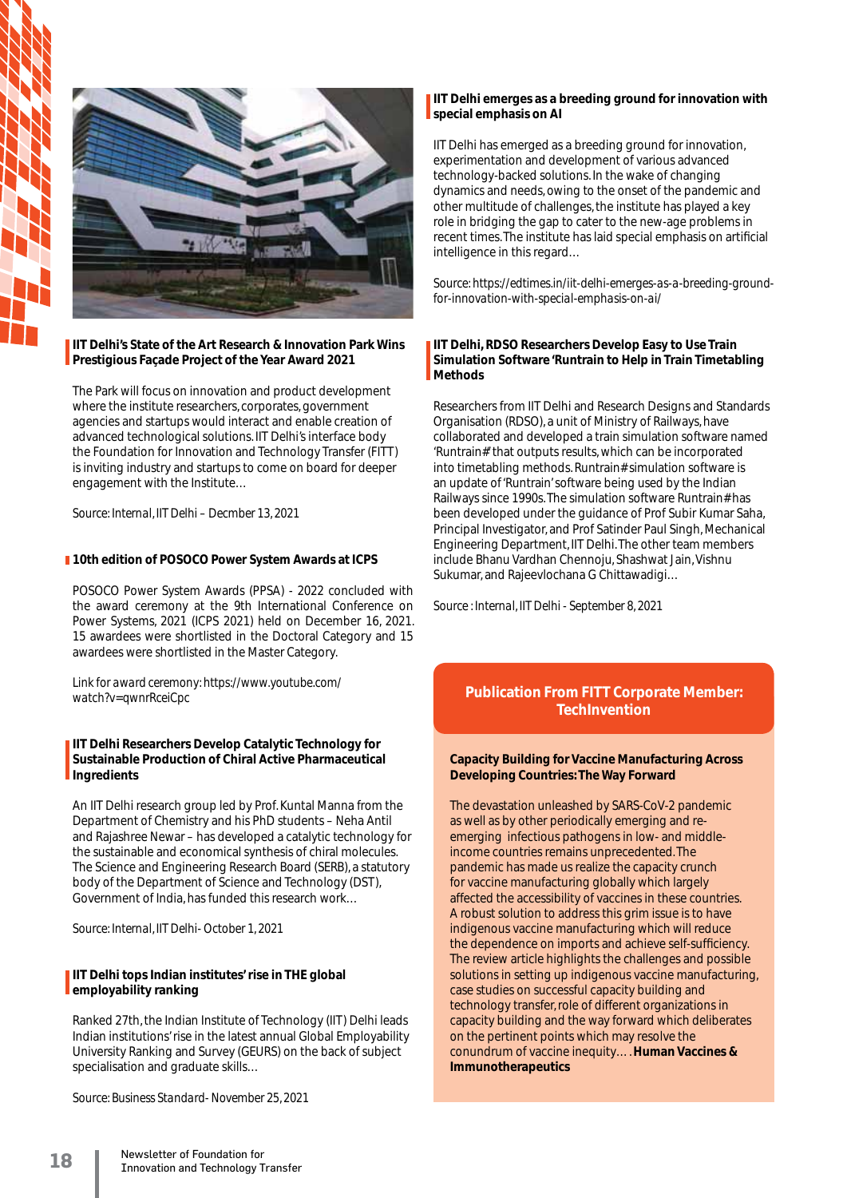## IIT Delhi's State of the Art Research & Innovation Park Wins Prestigious Façade Project of the Year Award 2021

The Park will focus on innovation and product development where the institute researchers, corporates, government agencies and startups would interact and enable creation of advanced technological solutions. IIT Delhi's interface body the Foundation for Innovation and Technology Transfer (FITT) is inviting industry and startups to come on board for deeper engagement with the Institute…

Source: Internal, IIT Delhi – Decmber 13, 2021

## 10th edition of POSOCO Power System Awards at ICPS

POSOCO Power System Awards (PPSA) - 2022 concluded with the award ceremony at the 9th International Conference on Power Systems, 2021 (ICPS 2021) held on December 16, 2021. 15 awardees were shortlisted in the Doctoral Category and 15 awardees were shortlisted in the Master Category.

Link for award ceremony: https://www.youtube.com/watch?v=qwnrRceiCpc

## IIT Delhi Researchers Develop Catalytic Technology for Sustainable Production of Chiral Active Pharmaceutical Ingredients

An IIT Delhi research group led by Prof. Kuntal Manna from the Department of Chemistry and his PhD students – Neha Antil and Rajashree Newar – has developed a catalytic technology for the sustainable and economical synthesis of chiral molecules. The Science and Engineering Research Board (SERB), a statutory body of the Department of Science and Technology (DST), Government of India, has funded this research work…

Source: Internal, IIT Delhi - October 1, 2021

## IIT Delhi tops Indian institutes' rise in THE global employability ranking

Ranked 27th, the Indian Institute of Technology (IIT) Delhi leads Indian institutions' rise in the latest annual Global Employability University Ranking and Survey (GEURS) on the back of subject specialisation and graduate skills…

Source: Business Standard - November 25, 2021

## IIT Delhi emerges as a breeding ground for innovation with special emphasis on AI

IIT Delhi has emerged as a breeding ground for innovation, experimentation and development of various advanced technology-backed solutions. In the wake of changing dynamics and needs, owing to the onset of the pandemic and other multitude of challenges, the institute has played a key role in bridging the gap to cater to the new-age problems in recent times. The institute has laid special emphasis on artificial intelligence in this regard…

Source: https://edtimes.in/iit-delhi-emerges-as-a-breeding-ground-for-innovation-with-special-emphasis-on-ai/

## IIT Delhi, RDSO Researchers Develop Easy to Use Train Simulation Software 'Runtrain to Help in Train Timetabling Methods

Researchers from IIT Delhi and Research Designs and Standards Organisation (RDSO), a unit of Ministry of Railways, have collaborated and developed a train simulation software named 'Runtrain#' that outputs results, which can be incorporated into timetabling methods. Runtrain# simulation software is an update of 'Runtrain' software being used by the Indian Railways since 1990s. The simulation software Runtrain# has been developed under the guidance of Prof Subir Kumar Saha, Principal Investigator, and Prof Satinder Paul Singh, Mechanical Engineering Department, IIT Delhi. The other team members include Bhanu Vardhan Chennoju, Shashwat Jain, Vishnu Sukumar, and Rajeevlochana G Chittawadigi…

Source : Internal, IIT Delhi - September 8, 2021

## Publication From FITT Corporate Member: TechInvention

### Capacity Building for Vaccine Manufacturing Across Developing Countries: The Way Forward

The devastation unleashed by SARS-CoV-2 pandemic as well as by other periodically emerging and re-emerging infectious pathogens in low- and middle-income countries remains unprecedented. The pandemic has made us realize the capacity crunch for vaccine manufacturing globally which largely affected the accessibility of vaccines in these countries. A robust solution to address this grim issue is to have indigenous vaccine manufacturing which will reduce the dependence on imports and achieve self-sufficiency. The review article highlights the challenges and possible solutions in setting up indigenous vaccine manufacturing, case studies on successful capacity building and technology transfer, role of different organizations in capacity building and the way forward which deliberates on the pertinent points which may resolve the conundrum of vaccine inequity…. **Human Vaccines & Immunotherapeutics**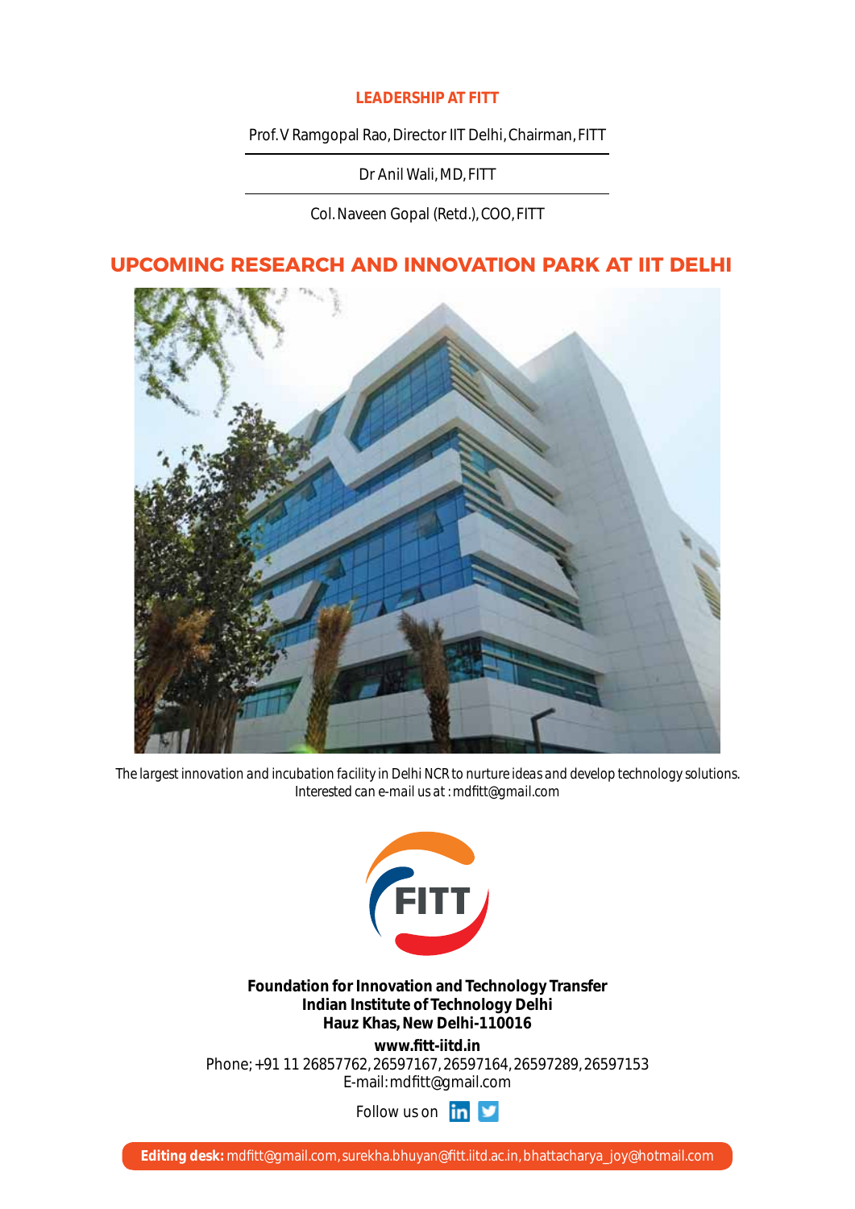**LEADERSHIP AT FITT**

Prof. V Ramgopal Rao, Director IIT Delhi, Chairman, FITT

Dr Anil Wali, MD, FITT

Col. Naveen Gopal (Retd.), COO, FITT

## UPCOMING RESEARCH AND INNOVATION PARK AT IIT DELHI

*The largest innovation and incubation facility in Delhi NCR to nurture ideas and develop technology solutions. Interested can e-mail us at : mdfitt@gmail.com*

**Foundation for Innovation and Technology Transfer**
**Indian Institute of Technology Delhi**
**Hauz Khas, New Delhi-110016**

**www.fitt-iitd.in**
Phone; +91 11 26857762, 26597167, 26597164, 26597289, 26597153
E-mail: mdfitt@gmail.com

Follow us on

**Editing desk:** mdfitt@gmail.com, surekha.bhuyan@fitt.iitd.ac.in, bhattacharya_joy@hotmail.com